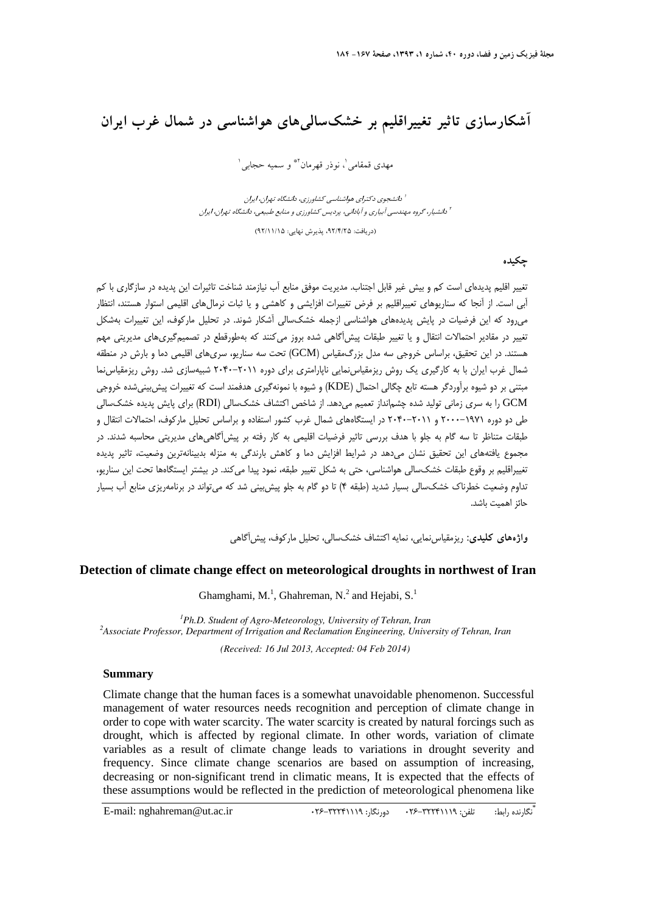# آشکارسازی تاثیر تغییراقلیم بر خشک‌سالی‌های هواشناسی در شمال غرب ایران

مهدی قمقامی[1]، نوذر قهرمان[2]* و سمیه حجابی[1]

[1] دانشجوی دکترای هواشناسی کشاورزی، دانشگاه تهران، ایران

[2] دانشیار، گروه مهندسی آبیاری و آبادانی، پردیس کشاورزی و منابع طبیعی، دانشگاه تهران، ایران

(دریافت: ۹۲/۴/۲۵، پذیرش نهایی: ۹۲/۱۱/۱۵)

## چکیده

تغییر اقلیم پدیده‌ای است کم و بیش غیر قابل اجتناب. مدیریت موفق منابع آب نیازمند شناخت تاثیرات این پدیده در سازگاری با کم آبی است. از آنجا که سناریوهای تغییراقلیم بر فرض تغییرات افزایشی و کاهشی و یا ثبات نرمال‌های اقلیمی استوار هستند، انتظار می‌رود که این فرضیات در پایش پدیده‌های هواشناسی ازجمله خشک‌سالی آشکار شوند. در تحلیل مارکوف، این تغییرات به‌شکل تغییر در مقادیر احتمالات انتقال و یا تغییر طبقات پیش‌آگاهی شده بروز می‌کنند که به‌طورقطع در تصمیم‌گیری‌های مدیریتی مهم هستند. در این تحقیق، براساس خروجی سه مدل بزرگ‌مقیاس (GCM) تحت سه سناریو، سری‌های اقلیمی دما و بارش در منطقه شمال غرب ایران با به کارگیری یک روش ریزمقیاس‌نمایی ناپارامتری برای دوره ۲۰۱۱-۲۰۴۰ شبیه‌سازی شد. روش ریزمقیاس‌نما مبتنی بر دو شیوه برآوردگر هسته تابع چگالی احتمال (KDE) و شیوه با نمونه‌گیری هدفمند است که تغییرات پیش‌بینی‌شده خروجی GCM را به سری زمانی تولید شده چشم‌انداز تعمیم می‌دهد. از شاخص اکتشاف خشک‌سالی (RDI) برای پایش پدیده خشک‌سالی طی دو دوره ۱۹۷۱-۲۰۰۰ و ۲۰۱۱-۲۰۴۰ در ایستگاه‌های شمال غرب کشور استفاده و براساس تحلیل مارکوف، احتمالات انتقال و طبقات متناظر تا سه گام به جلو با هدف بررسی تاثیر فرضیات اقلیمی به کار رفته بر پیش‌آگاهی‌های مدیریتی محاسبه شدند. در مجموع یافته‌های این تحقیق نشان می‌دهد در شرایط افزایش دما و کاهش بارندگی به منزله بدبینانه‌ترین وضعیت، تاثیر پدیده تغییراقلیم بر وقوع طبقات خشک‌سالی هواشناسی، حتی به شکل تغییر طبقه، نمود پیدا می‌کند. در بیشتر ایستگاه‌ها تحت این سناریو، تداوم وضعیت خطرناک خشک‌سالی بسیار شدید (طبقه ۴) تا دو گام به جلو پیش‌بینی شد که می‌تواند در برنامه‌ریزی منابع آب بسیار حائز اهمیت باشد.

**واژه‌های کلیدی:** ریزمقیاس‌نمایی، نمایه اکتشاف خشک‌سالی، تحلیل مارکوف، پیش‌آگاهی

# Detection of climate change effect on meteorological droughts in northwest of Iran

Ghamghami, M.[1], Ghahreman, N.[2] and Hejabi, S.[1]

[1] *Ph.D. Student of Agro-Meteorology, University of Tehran, Iran*

[2] *Associate Professor, Department of Irrigation and Reclamation Engineering, University of Tehran, Iran*

*(Received: 16 Jul 2013, Accepted: 04 Feb 2014)*

## Summary

Climate change that the human faces is a somewhat unavoidable phenomenon. Successful management of water resources needs recognition and perception of climate change in order to cope with water scarcity. The water scarcity is created by natural forcings such as drought, which is affected by regional climate. In other words, variation of climate variables as a result of climate change leads to variations in drought severity and frequency. Since climate change scenarios are based on assumption of increasing, decreasing or non-significant trend in climatic means, It is expected that the effects of these assumptions would be reflected in the prediction of meteorological phenomena like

*نگارنده رابط: تلفن: ۰۲۶-۳۲۲۴۱۱۱۹ دورنگار: ۰۲۶-۳۲۲۴۱۱۱۹ E-mail: nghahreman@ut.ac.ir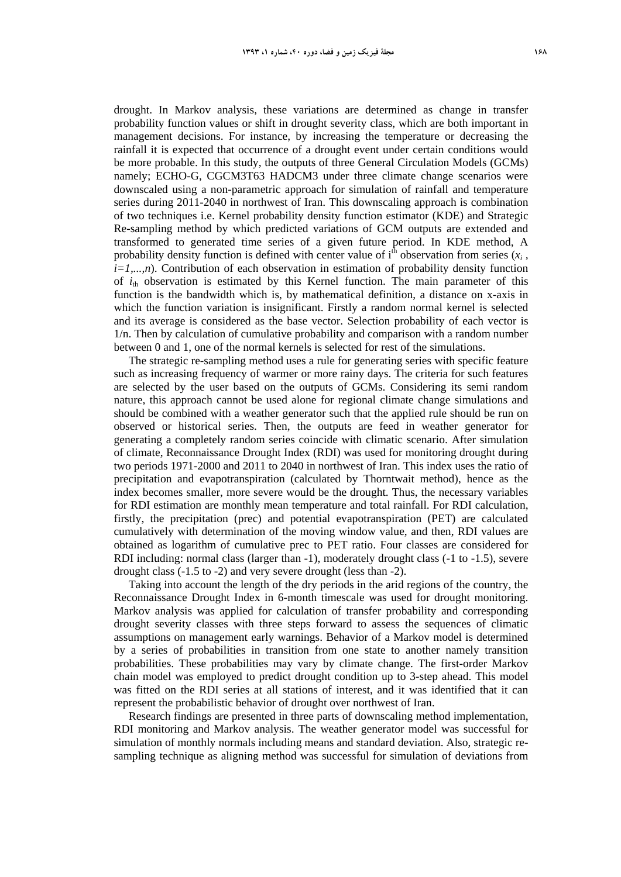drought. In Markov analysis, these variations are determined as change in transfer probability function values or shift in drought severity class, which are both important in management decisions. For instance, by increasing the temperature or decreasing the rainfall it is expected that occurrence of a drought event under certain conditions would be more probable. In this study, the outputs of three General Circulation Models (GCMs) namely; ECHO-G, CGCM3T63 HADCM3 under three climate change scenarios were downscaled using a non-parametric approach for simulation of rainfall and temperature series during 2011-2040 in northwest of Iran. This downscaling approach is combination of two techniques i.e. Kernel probability density function estimator (KDE) and Strategic Re-sampling method by which predicted variations of GCM outputs are extended and transformed to generated time series of a given future period. In KDE method, A probability density function is defined with center value of $i^{th}$ observation from series ($x_i$ , $i=1,...,n$). Contribution of each observation in estimation of probability density function of $i_{th}$ observation is estimated by this Kernel function. The main parameter of this function is the bandwidth which is, by mathematical definition, a distance on x-axis in which the function variation is insignificant. Firstly a random normal kernel is selected and its average is considered as the base vector. Selection probability of each vector is 1/n. Then by calculation of cumulative probability and comparison with a random number between 0 and 1, one of the normal kernels is selected for rest of the simulations.

The strategic re-sampling method uses a rule for generating series with specific feature such as increasing frequency of warmer or more rainy days. The criteria for such features are selected by the user based on the outputs of GCMs. Considering its semi random nature, this approach cannot be used alone for regional climate change simulations and should be combined with a weather generator such that the applied rule should be run on observed or historical series. Then, the outputs are feed in weather generator for generating a completely random series coincide with climatic scenario. After simulation of climate, Reconnaissance Drought Index (RDI) was used for monitoring drought during two periods 1971-2000 and 2011 to 2040 in northwest of Iran. This index uses the ratio of precipitation and evapotranspiration (calculated by Thorntwait method), hence as the index becomes smaller, more severe would be the drought. Thus, the necessary variables for RDI estimation are monthly mean temperature and total rainfall. For RDI calculation, firstly, the precipitation (prec) and potential evapotranspiration (PET) are calculated cumulatively with determination of the moving window value, and then, RDI values are obtained as logarithm of cumulative prec to PET ratio. Four classes are considered for RDI including: normal class (larger than -1), moderately drought class (-1 to -1.5), severe drought class (-1.5 to -2) and very severe drought (less than -2).

Taking into account the length of the dry periods in the arid regions of the country, the Reconnaissance Drought Index in 6-month timescale was used for drought monitoring. Markov analysis was applied for calculation of transfer probability and corresponding drought severity classes with three steps forward to assess the sequences of climatic assumptions on management early warnings. Behavior of a Markov model is determined by a series of probabilities in transition from one state to another namely transition probabilities. These probabilities may vary by climate change. The first-order Markov chain model was employed to predict drought condition up to 3-step ahead. This model was fitted on the RDI series at all stations of interest, and it was identified that it can represent the probabilistic behavior of drought over northwest of Iran.

Research findings are presented in three parts of downscaling method implementation, RDI monitoring and Markov analysis. The weather generator model was successful for simulation of monthly normals including means and standard deviation. Also, strategic re-sampling technique as aligning method was successful for simulation of deviations from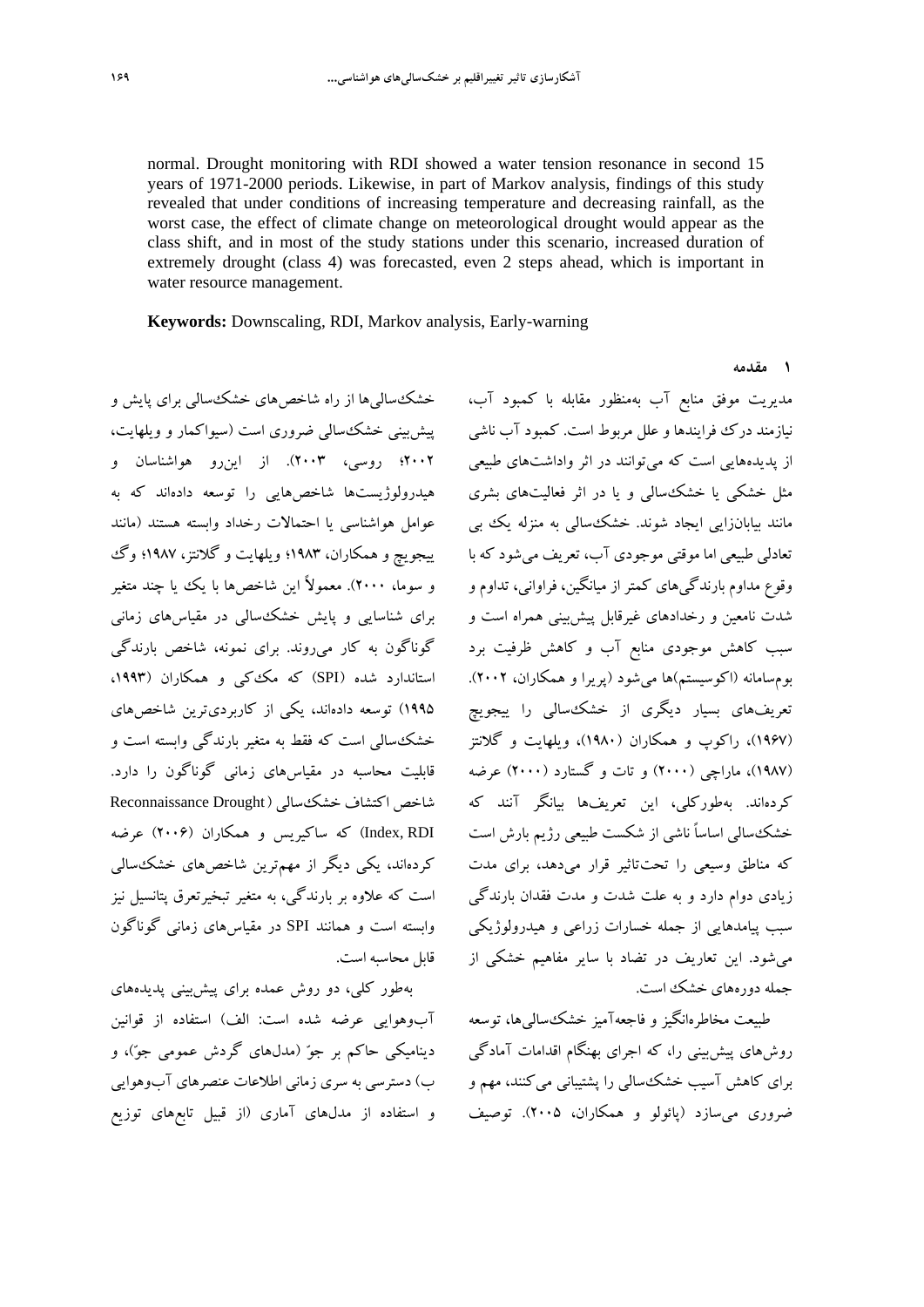normal. Drought monitoring with RDI showed a water tension resonance in second 15 years of 1971-2000 periods. Likewise, in part of Markov analysis, findings of this study revealed that under conditions of increasing temperature and decreasing rainfall, as the worst case, the effect of climate change on meteorological drought would appear as the class shift, and in most of the study stations under this scenario, increased duration of extremely drought (class 4) was forecasted, even 2 steps ahead, which is important in water resource management.

**Keywords:** Downscaling, RDI, Markov analysis, Early-warning

## ۱ مقدمه

مدیریت موفق منابع آب به‌منظور مقابله با کمبود آب، نیازمند درک فرایندها و علل مربوط است. کمبود آب ناشی از پدیده‌هایی است که می‌توانند در اثر واداشت‌های طبیعی مثل خشکی یا خشک‌سالی و یا در اثر فعالیت‌های بشری مانند بیابان‌زایی ایجاد شوند. خشک‌سالی به منزله یک بی تعادلی طبیعی اما موقتی موجودی آب، تعریف می‌شود که با وقوع مداوم بارندگی‌های کمتر از میانگین، فراوانی، تداوم و شدت نامعین و رخدادهای غیرقابل پیش‌بینی همراه است و سبب کاهش موجودی منابع آب و کاهش ظرفیت برد بوم‌سامانه (اکوسیستم)ها می‌شود (پریرا و همکاران، ۲۰۰۲). تعریف‌های بسیار دیگری از خشک‌سالی را ییجویچ (۱۹۶۷)، راکوپ و همکاران (۱۹۸۰)، ویلهایت و گلانتز (۱۹۸۷)، ماراچی (۲۰۰۰) و تات و گستارد (۲۰۰۰) عرضه کرده‌اند. به‌طورکلی، این تعریف‌ها بیانگر آنند که خشک‌سالی اساساً ناشی از شکست طبیعی رژیم بارش است که مناطق وسیعی را تحت‌تاثیر قرار می‌دهد، برای مدت زیادی دوام دارد و به علت شدت و مدت فقدان بارندگی سبب پیامدهایی از جمله خسارات زراعی و هیدرولوژیکی می‌شود. این تعاریف در تضاد با سایر مفاهیم خشکی از جمله دوره‌های خشک است.

طبیعت مخاطره‌انگیز و فاجعه‌آمیز خشک‌سالی‌ها، توسعه روش‌های پیش‌بینی را، که اجرای بهنگام اقدامات آمادگی برای کاهش آسیب خشک‌سالی را پشتیبانی می‌کنند، مهم و ضروری می‌سازد (پائولو و همکاران، ۲۰۰۵). توصیف خشک‌سالی‌ها از راه شاخص‌های خشک‌سالی برای پایش و پیش‌بینی خشک‌سالی ضروری است (سیواکمار و ویلهایت، ۲۰۰۲؛ روسی، ۲۰۰۳). از این‌رو هواشناسان و هیدرولوژیست‌ها شاخص‌هایی را توسعه داده‌اند که به عوامل هواشناسی یا احتمالات رخداد وابسته هستند (مانند ییجویچ و همکاران، ۱۹۸۳؛ ویلهایت و گلانتز، ۱۹۸۷؛ وگ و سوما، ۲۰۰۰). معمولاً این شاخص‌ها با یک یا چند متغیر برای شناسایی و پایش خشک‌سالی در مقیاس‌های زمانی گوناگون به کار می‌روند. برای نمونه، شاخص بارندگی استاندارد شده (SPI) که مک‌کی و همکاران (۱۹۹۳، ۱۹۹۵) توسعه داده‌اند، یکی از کاربردی‌ترین شاخص‌های خشک‌سالی است که فقط به متغیر بارندگی وابسته است و قابلیت محاسبه در مقیاس‌های زمانی گوناگون را دارد. شاخص اکتشاف خشک‌سالی (Reconnaissance Drought Index, RDI) که ساکیریس و همکاران (۲۰۰۶) عرضه کرده‌اند، یکی دیگر از مهم‌ترین شاخص‌های خشک‌سالی است که علاوه بر بارندگی، به متغیر تبخیرتعرق پتانسیل نیز وابسته است و همانند SPI در مقیاس‌های زمانی گوناگون قابل محاسبه است.

به‌طور کلی، دو روش عمده برای پیش‌بینی پدیده‌های آب‌وهوایی عرضه شده است: الف) استفاده از قوانین دینامیکی حاکم بر جوّ (مدل‌های گردش عمومی جوّ)، و ب) دسترسی به سری زمانی اطلاعات عنصرهای آب‌وهوایی و استفاده از مدل‌های آماری (از قبیل تابع‌های توزیع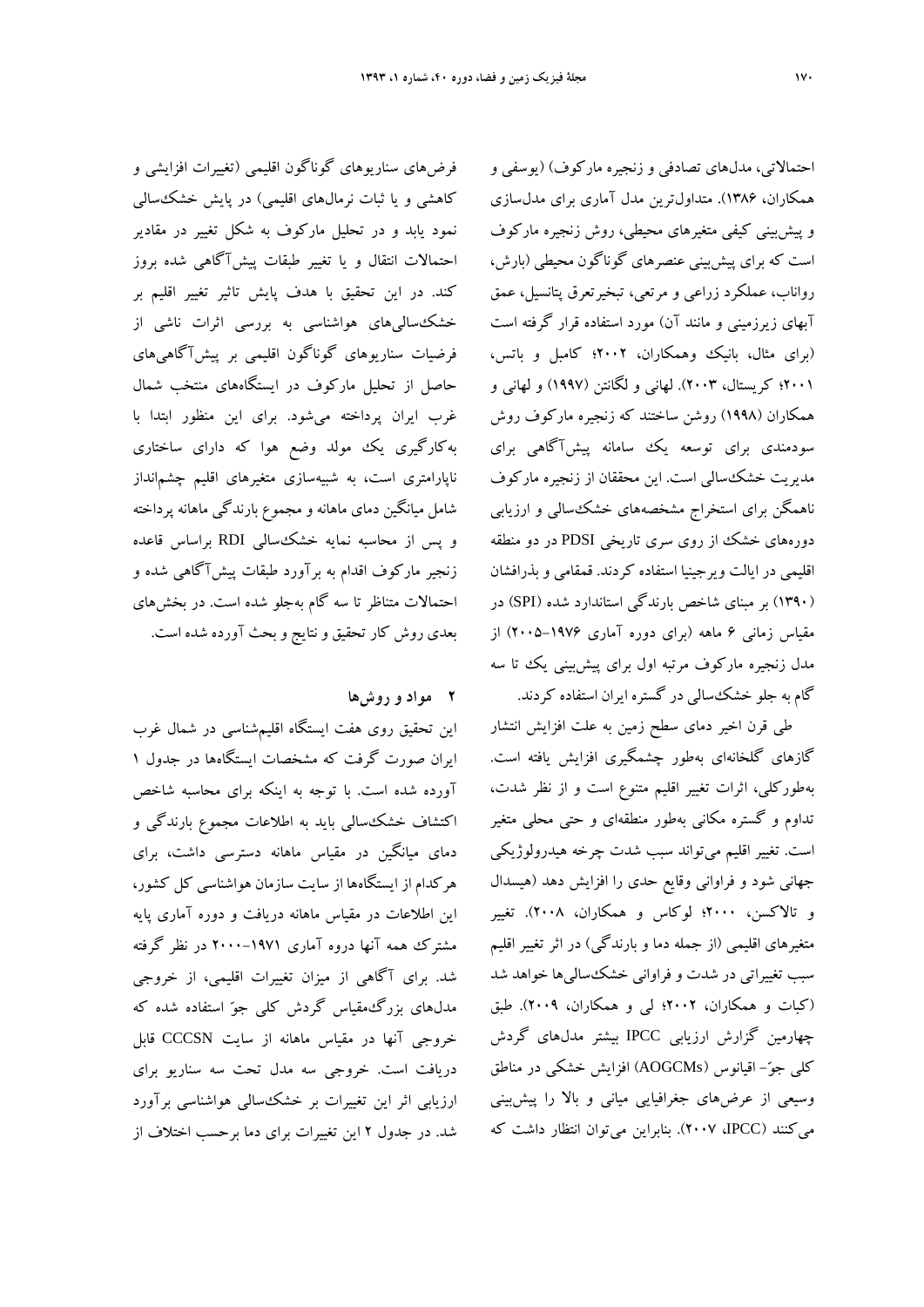احتمالاتی، مدل‌های تصادفی و زنجیره مارکوف) (یوسفی و همکاران، ۱۳۸۶). متداول‌ترین مدل آماری برای مدل‌سازی و پیش‌بینی کیفی متغیرهای محیطی، روش زنجیره مارکوف است که برای پیش‌بینی عنصرهای گوناگون محیطی (بارش، رواناب، عملکرد زراعی و مرتعی، تبخیرتعرق پتانسیل، عمق آبهای زیرزمینی و مانند آن) مورد استفاده قرار گرفته است (برای مثال، بانیک وهمکاران، ۲۰۰۲؛ کامبل و باتس، ۲۰۰۱؛ کریستال، ۲۰۰۳). لهانی و لگانتن (۱۹۹۷) و لهانی و همکاران (۱۹۹۸) روشن ساختند که زنجیره مارکوف روش سودمندی برای توسعه یک سامانه پیش‌آگاهی برای مدیریت خشک‌سالی است. این محققان از زنجیره مارکوف ناهمگن برای استخراج مشخصه‌های خشک‌سالی و ارزیابی دوره‌های خشک از روی سری تاریخی PDSI در دو منطقه اقلیمی در ایالت ویرجینیا استفاده کردند. قمقامی و بذرافشان (۱۳۹۰) بر مبنای شاخص بارندگی استاندارد شده (SPI) در مقیاس زمانی ۶ ماهه (برای دوره آماری ۱۹۷۶-۲۰۰۵) از مدل زنجیره مارکوف مرتبه اول برای پیش‌بینی یک تا سه گام به جلو خشک‌سالی در گستره ایران استفاده کردند.

طی قرن اخیر دمای سطح زمین به علت افزایش انتشار گازهای گلخانه‌ای به‌طور چشمگیری افزایش یافته است. به‌طورکلی، اثرات تغییر اقلیم متنوع است و از نظر شدت، تداوم و گستره مکانی به‌طور منطقه‌ای و حتی محلی متغیر است. تغییر اقلیم می‌تواند سبب شدت چرخه هیدرولوژیکی جهانی شود و فراوانی وقایع حدی را افزایش دهد (هیسدال و تالاکسن، ۲۰۰۰؛ لوکاس و همکاران، ۲۰۰۸). تغییر متغیرهای اقلیمی (از جمله دما و بارندگی) در اثر تغییر اقلیم سبب تغییراتی در شدت و فراوانی خشک‌سالی‌ها خواهد شد (کیات و همکاران، ۲۰۰۲؛ لی و همکاران، ۲۰۰۹). طبق چهارمین گزارش ارزیابی IPCC بیشتر مدل‌های گردش کلی جوّ- اقیانوس (AOGCMs) افزایش خشکی در مناطق وسیعی از عرض‌های جغرافیایی میانی و بالا را پیش‌بینی می‌کنند (IPCC، ۲۰۰۷). بنابراین می‌توان انتظار داشت که فرض‌های سناریوهای گوناگون اقلیمی (تغییرات افزایشی و کاهشی و یا ثبات نرمال‌های اقلیمی) در پایش خشک‌سالی نمود یابد و در تحلیل مارکوف به شکل تغییر در مقادیر احتمالات انتقال و یا تغییر طبقات پیش‌آگاهی شده بروز کند. در این تحقیق با هدف پایش تاثیر تغییر اقلیم بر خشک‌سالی‌های هواشناسی به بررسی اثرات ناشی از فرضیات سناریوهای گوناگون اقلیمی بر پیش‌آگاهی‌های حاصل از تحلیل مارکوف در ایستگاه‌های منتخب شمال غرب ایران پرداخته می‌شود. برای این منظور ابتدا با به‌کارگیری یک مولد وضع هوا که دارای ساختاری ناپارامتری است، به شبیه‌سازی متغیرهای اقلیم چشم‌انداز شامل میانگین دمای ماهانه و مجموع بارندگی ماهانه پرداخته و پس از محاسبه نمایه خشک‌سالی RDI براساس قاعده زنجیر مارکوف اقدام به برآورد طبقات پیش‌آگاهی شده و احتمالات متناظر تا سه گام به‌جلو شده است. در بخش‌های بعدی روش کار تحقیق و نتایج و بحث آورده شده است.

## ۲ مواد و روش‌ها

این تحقیق روی هفت ایستگاه اقلیم‌شناسی در شمال غرب ایران صورت گرفت که مشخصات ایستگاه‌ها در جدول ۱ آورده شده است. با توجه به اینکه برای محاسبه شاخص اکتشاف خشک‌سالی باید به اطلاعات مجموع بارندگی و دمای میانگین در مقیاس ماهانه دسترسی داشت، برای هرکدام از ایستگاه‌ها از سایت سازمان هواشناسی کل کشور، این اطلاعات در مقیاس ماهانه دریافت و دوره آماری پایه مشترک همه آنها دروه آماری ۱۹۷۱-۲۰۰۰ در نظر گرفته شد. برای آگاهی از میزان تغییرات اقلیمی، از خروجی مدل‌های بزرگ‌مقیاس گردش کلی جوّ استفاده شده که خروجی آنها در مقیاس ماهانه از سایت CCCSN قابل دریافت است. خروجی سه مدل تحت سه سناریو برای ارزیابی اثر این تغییرات بر خشک‌سالی هواشناسی برآورد شد. در جدول ۲ این تغییرات برای دما برحسب اختلاف از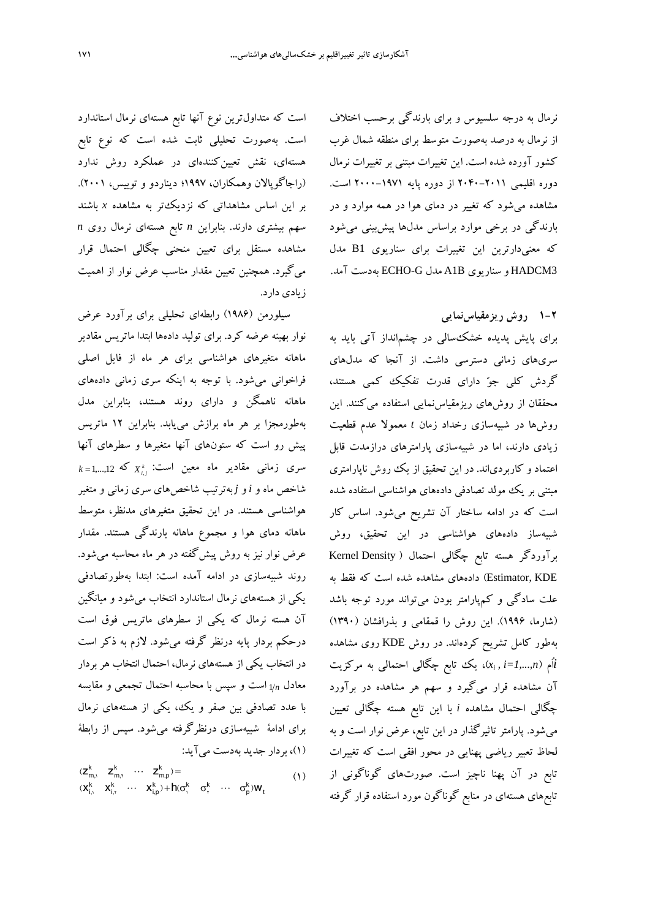نرمال به درجه سلسیوس و برای بارندگی برحسب اختلاف از نرمال به درصد به‌صورت متوسط برای منطقه شمال غرب کشور آورده شده است. این تغییرات مبتنی بر تغییرات نرمال دوره اقلیمی ۲۰۱۱-۲۰۴۰ از دوره پایه ۱۹۷۱-۲۰۰۰ است. مشاهده می‌شود که تغییر در دمای هوا در همه موارد و در بارندگی در برخی موارد براساس مدل‌ها پیش‌بینی می‌شود که معنی‌دارترین این تغییرات برای سناریوی B1 مدل HADCM3 و سناریوی A1B مدل ECHO-G به‌دست آمد.

### ۲-۱ روش ریزمقیاس‌نمایی

برای پایش پدیده خشک‌سالی در چشم‌انداز آتی باید به سری‌های زمانی دسترسی داشت. از آنجا که مدل‌های گردش کلی جوّ دارای قدرت تفکیک کمی هستند، محققان از روش‌های ریزمقیاس‌نمایی استفاده می‌کنند. این روش‌ها در شبیه‌سازی رخداد زمان $t$ معمولا عدم قطعیت زیادی دارند، اما در شبیه‌سازی پارامترهای درازمدت قابل اعتماد و کاربردی‌اند. در این تحقیق از یک روش ناپارامتری مبتنی بر یک مولد تصادفی داده‌های هواشناسی استفاده شده است که در ادامه ساختار آن تشریح می‌شود. اساس کار شبیه‌ساز داده‌های هواشناسی در این تحقیق، روش برآوردگر هسته تابع چگالی احتمال (Kernel Density Estimator, KDE) داده‌های مشاهده شده است که فقط به علت سادگی و کم‌پارامتر بودن می‌تواند مورد توجه باشد (شارما، ۱۹۹۶). این روش را قمقامی و بذرافشان (۱۳۹۰) به‌طور کامل تشریح کرده‌اند. در روش KDE روی مشاهده $\hat{i}$اُم ($x_i$ , $i=1,...,n$)، یک تابع چگالی احتمالی به مرکزیت آن مشاهده قرار می‌گیرد و سهم هر مشاهده در برآورد چگالی احتمال مشاهده $i$ با این تابع هسته چگالی تعیین می‌شود. پارامتر تاثیرگذار در این تابع، عرض نوار است و به لحاظ تعبیر ریاضی پهنایی در محور افقی است که تغییرات تابع در آن پهنا ناچیز است. صورت‌های گوناگونی از تابع‌های هسته‌ای در منابع گوناگون مورد استفاده قرار گرفته است که متداول‌ترین نوع آنها تابع هسته‌ای نرمال استاندارد است. به‌صورت تحلیلی ثابت شده است که نوع تابع هسته‌ای، نقش تعیین‌کننده‌ای در عملکرد روش ندارد (راجاگوپالان وهمکاران، ۱۹۹۷؛ دیناردو و توبیس، ۲۰۰۱). بر این اساس مشاهداتی که نزدیک‌تر به مشاهده $x$ باشند سهم بیشتری دارند. بنابراین $n$ تابع هسته‌ای نرمال روی $n$ مشاهده مستقل برای تعیین منحنی چگالی احتمال قرار می‌گیرد. همچنین تعیین مقدار مناسب عرض نوار از اهمیت زیادی دارد.

سیلورمن (۱۹۸۶) رابطه‌ای تحلیلی برای برآورد عرض نوار بهینه عرضه کرد. برای تولید داده‌ها ابتدا ماتریس مقادیر ماهانه متغیرهای هواشناسی برای هر ماه از فایل اصلی فراخوانی می‌شود. با توجه به اینکه سری زمانی داده‌های ماهانه ناهمگن و دارای روند هستند، بنابراین مدل به‌طورمجزا بر هر ماه برازش می‌یابد. بنابراین ۱۲ ماتریس پیش رو است که ستون‌های آنها متغیرها و سطرهای آنها سری زمانی مقادیر ماه معین است: $X_{i,j}^{k}$ که $k=1,...,12$ شاخص ماه و $i$ و $j$ به‌ترتیب شاخص‌های سری زمانی و متغیر هواشناسی هستند. در این تحقیق متغیرهای مدنظر، متوسط ماهانه دمای هوا و مجموع ماهانه بارندگی هستند. مقدار عرض نوار نیز به روش پیش‌گفته در هر ماه محاسبه می‌شود. روند شبیه‌سازی در ادامه آمده است: ابتدا به‌طورتصادفی یکی از هسته‌های نرمال استاندارد انتخاب می‌شود و میانگین آن هسته نرمال که یکی از سطرهای ماتریس فوق است درحکم بردار پایه درنظر گرفته می‌شود. لازم به ذکر است در انتخاب یکی از هسته‌های نرمال، احتمال انتخاب هر بردار معادل $1/n$ است و سپس با محاسبه احتمال تجمعی و مقایسه با عدد تصادفی بین صفر و یک، یکی از هسته‌های نرمال برای ادامهٔ شبیه‌سازی درنظرگرفته می‌شود. سپس از رابطهٔ (۱)، بردار جدید به‌دست می‌آید:

$$(Z_{m,1}^{k} \quad Z_{m,2}^{k} \quad \cdots \quad Z_{m,p}^{k}) = (X_{l,1}^{k} \quad X_{l,2}^{k} \quad \cdots \quad X_{l,p}^{k}) + h(\sigma_1^{k} \quad \sigma_2^{k} \quad \cdots \quad \sigma_p^{k})W_t \qquad (1)$$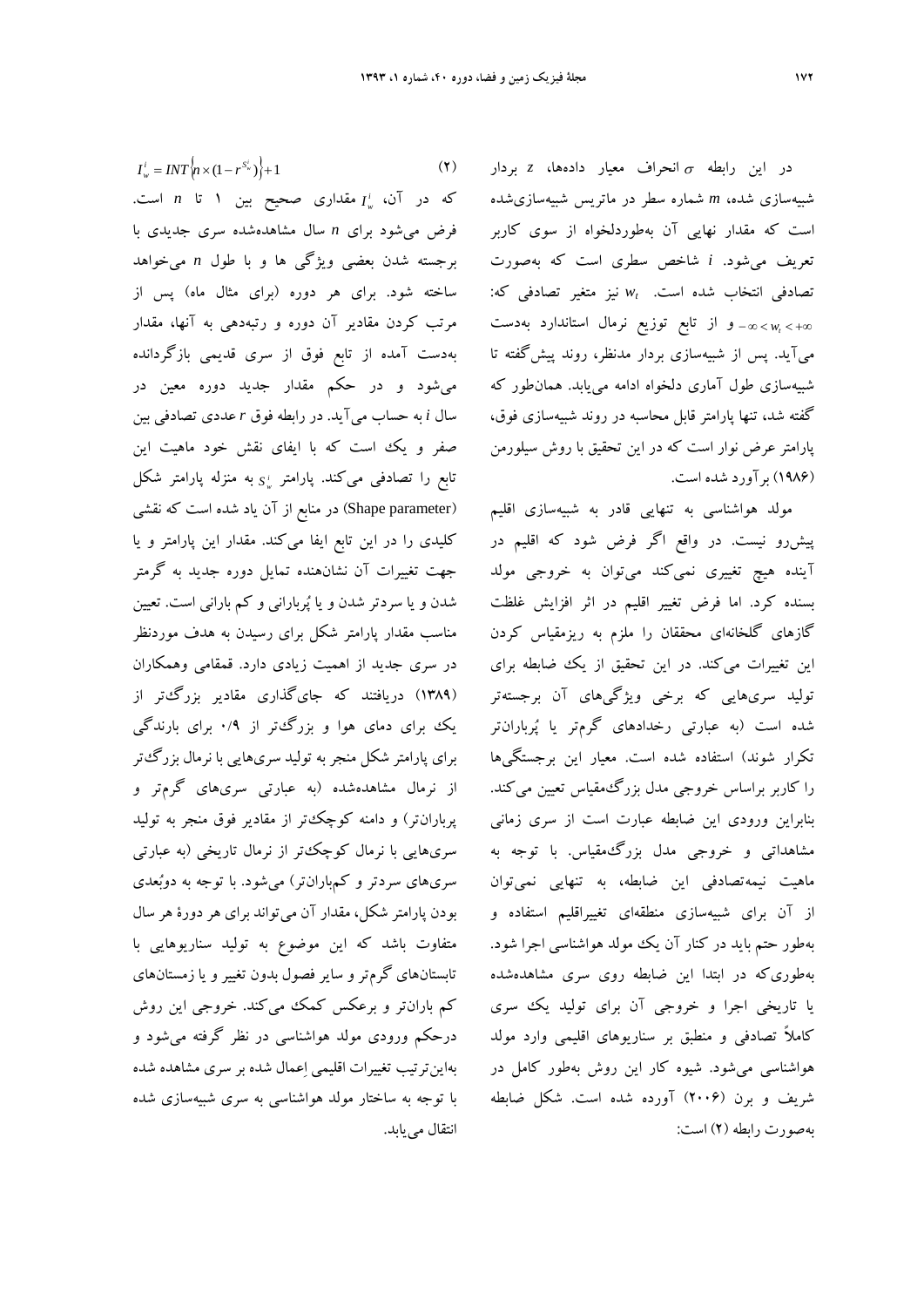در این رابطه $\sigma$ انحراف معیار داده‌ها، $z$ بردار شبیه‌سازی شده، $m$ شماره سطر در ماتریس شبیه‌سازی‌شده است که مقدار نهایی آن به‌طوردلخواه از سوی کاربر تعریف می‌شود. $i$ شاخص سطری است که به‌صورت تصادفی انتخاب شده است. $w_t$ نیز متغیر تصادفی که: $-\infty < w_t < +\infty$ و از تابع توزیع نرمال استاندارد به‌دست می‌آید. پس از شبیه‌سازی بردار مدنظر، روند پیش‌گفته تا شبیه‌سازی طول آماری دلخواه ادامه می‌یابد. همان‌طور که گفته شد، تنها پارامتر قابل محاسبه در روند شبیه‌سازی فوق، پارامتر عرض نوار است که در این تحقیق با روش سیلورمن (۱۹۸۶) برآورد شده است.

مولد هواشناسی به تنهایی قادر به شبیه‌سازی اقلیم پیش‌رو نیست. در واقع اگر فرض شود که اقلیم در آینده هیچ تغییری نمی‌کند می‌توان به خروجی مولد بسنده کرد. اما فرض تغییر اقلیم در اثر افزایش غلظت گازهای گلخانه‌ای محققان را ملزم به ریزمقیاس کردن این تغییرات می‌کند. در این تحقیق از یک ضابطه برای تولید سری‌هایی که برخی ویژگی‌های آن برجسته‌تر شده است (به عبارتی رخدادهای گرم‌تر یا پُرباران‌تر تکرار شوند) استفاده شده است. معیار این برجستگی‌ها را کاربر براساس خروجی مدل بزرگ‌مقیاس تعیین می‌کند. بنابراین ورودی این ضابطه عبارت است از سری زمانی مشاهداتی و خروجی مدل بزرگ‌مقیاس. با توجه به ماهیت نیمه‌تصادفی این ضابطه، به تنهایی نمی‌توان از آن برای شبیه‌سازی منطقه‌ای تغییراقلیم استفاده و به‌طور حتم باید در کنار آن یک مولد هواشناسی اجرا شود. به‌طوری‌که در ابتدا این ضابطه روی سری مشاهده‌شده یا تاریخی اجرا و خروجی آن برای تولید یک سری کاملاً تصادفی و منطبق بر سناریوهای اقلیمی وارد مولد هواشناسی می‌شود. شیوه کار این روش به‌طور کامل در شریف و برن (۲۰۰۶) آورده شده است. شکل ضابطه به‌صورت رابطه (۲) است:

$$I_w^i = INT\{n \times (1 - r^{S_w^i})\} + 1 \qquad (۲)$$

که در آن، $I_w^i$ مقداری صحیح بین ۱ تا $n$ است. فرض می‌شود برای $n$ سال مشاهده‌شده سری جدیدی با برجسته شدن بعضی ویژگی ها و با طول $n$ می‌خواهد ساخته شود. برای هر دوره (برای مثال ماه) پس از مرتب کردن مقادیر آن دوره و رتبه‌دهی به آنها، مقدار به‌دست آمده از تابع فوق از سری قدیمی بازگردانده می‌شود و در حکم مقدار جدید دوره معین در سال $i$ به حساب می‌آید. در رابطه فوق $r$ عددی تصادفی بین صفر و یک است که با ایفای نقش خود ماهیت این تابع را تصادفی می‌کند. پارامتر $S_w^i$ به منزله پارامتر شکل (Shape parameter) در منابع از آن یاد شده است که نقشی کلیدی را در این تابع ایفا می‌کند. مقدار این پارامتر و یا جهت تغییرات آن نشان‌دهنده تمایل دوره جدید به گرمتر شدن و یا سردتر شدن و یا پُربارانی و کم بارانی است. تعیین مناسب مقدار پارامتر شکل برای رسیدن به هدف موردنظر در سری جدید از اهمیت زیادی دارد. قمقامی وهمکاران (۱۳۸۹) دریافتند که جای‌گذاری مقادیر بزرگ‌تر از یک برای دمای هوا و بزرگ‌تر از ۰/۹ برای بارندگی برای پارامتر شکل منجر به تولید سری‌هایی با نرمال بزرگ‌تر از نرمال مشاهده‌شده (به عبارتی سری‌های گرم‌تر و پرباران‌تر) و دامنه کوچک‌تر از مقادیر فوق منجر به تولید سری‌هایی با نرمال کوچک‌تر از نرمال تاریخی (به عبارتی سری‌های سردتر و کم‌باران‌تر) می‌شود. با توجه به دوبُعدی بودن پارامتر شکل، مقدار آن می‌تواند برای هر دورهٔ هر سال متفاوت باشد که این موضوع به تولید سناریوهایی با تابستان‌های گرم‌تر و سایر فصول بدون تغییر و یا زمستان‌های کم باران‌تر و برعکس کمک می‌کند. خروجی این روش درحکم ورودی مولد هواشناسی در نظر گرفته می‌شود و به‌این‌ترتیب تغییرات اقلیمی اِعمال شده بر سری مشاهده شده با توجه به ساختار مولد هواشناسی به سری شبیه‌سازی شده انتقال می‌یابد.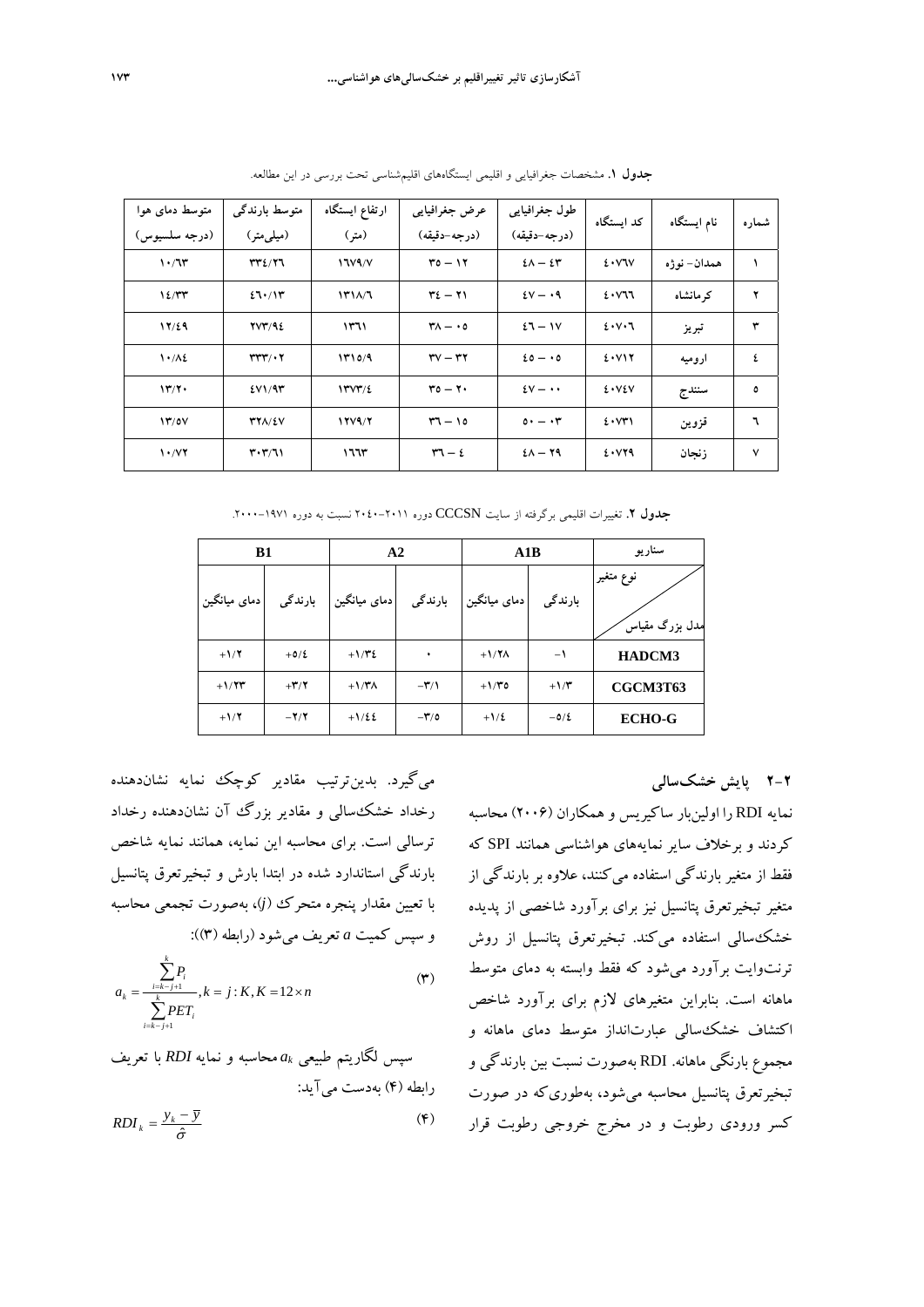**جدول ۱.** مشخصات جغرافیایی و اقلیمی ایستگاه‌های اقلیم‌شناسی تحت بررسی در این مطالعه.

| شماره | نام ایستگاه | کد ایستگاه | طول جغرافیایی (درجه-دقیقه) | عرض جغرافیایی (درجه-دقیقه) | ارتفاع ایستگاه (متر) | متوسط بارندگی (میلی‌متر) | متوسط دمای هوا (درجه سلسیوس) |
|---|---|---|---|---|---|---|---|
| ۱ | همدان- نوژه | ۴۰۷۶۷ | ۴۳ – ۴۸ | ۱۲ – ۳۵ | ۱۶۷۹/۷ | ۳۳۴/۲۶ | ۱۰/۶۳ |
| ۲ | کرمانشاه | ۴۰۷۶۶ | ۰۹ – ۴۷ | ۲۱ – ۳۴ | ۱۳۱۸/۶ | ۴۶۰/۱۳ | ۱۴/۳۳ |
| ۳ | تبریز | ۴۰۷۰۶ | ۱۷ – ۴۶ | ۰۵ – ۳۸ | ۱۳۶۱ | ۲۷۳/۹۴ | ۱۲/۴۹ |
| ۴ | ارومیه | ۴۰۷۱۲ | ۰۵ – ۴۵ | ۳۲ – ۳۷ | ۱۳۱۵/۹ | ۳۳۳/۰۲ | ۱۰/۸۴ |
| ۵ | سنندج | ۴۰۷۴۷ | ۰۰ – ۴۷ | ۲۰ – ۳۵ | ۱۳۷۳/۴ | ۴۷۱/۹۳ | ۱۳/۲۰ |
| ۶ | قزوین | ۴۰۷۳۱ | ۰۳ – ۵۰ | ۱۵ – ۳۶ | ۱۲۷۹/۲ | ۳۲۸/۴۷ | ۱۳/۵۷ |
| ۷ | زنجان | ۴۰۷۲۹ | ۲۹ – ۴۸ | ۴ – ۳۶ | ۱۶۶۳ | ۳۰۳/۶۱ | ۱۰/۷۲ |

**جدول ۲.** تغییرات اقلیمی برگرفته از سایت CCCSN دوره ۲۰۱۱-۲۰۴۰ نسبت به دوره ۱۹۷۱-۲۰۰۰.

| سناریو | A1B | | A2 | | B1 | |
|---|---|---|---|---|---|---|
| نوع متغیر / مدل بزرگ مقیاس | بارندگی | دمای میانگین | بارندگی | دمای میانگین | بارندگی | دمای میانگین |
| HADCM3 | −۱ | +۱/۲۸ | ۰ | +۱/۳۴ | +۵/۴ | +۱/۲ |
| CGCM3T63 | +۱/۳ | +۱/۳۵ | −۳/۱ | +۱/۳۸ | +۳/۲ | +۱/۲۳ |
| ECHO-G | −۵/۴ | +۱/۴ | −۳/۵ | +۱/۴۴ | −۲/۲ | +۱/۲ |

## ۲-۲ پایش خشک‌سالی

نمایه RDI را اولین‌بار ساکیریس و همکاران (۲۰۰۶) محاسبه کردند و برخلاف سایر نمایه‌های هواشناسی همانند SPI که فقط از متغیر بارندگی استفاده می‌کنند، علاوه بر بارندگی از متغیر تبخیرتعرق پتانسیل نیز برای برآورد شاخصی از پدیده خشک‌سالی استفاده می‌کند. تبخیرتعرق پتانسیل از روش ترنت‌وایت برآورد می‌شود که فقط وابسته به دمای متوسط ماهانه است. بنابراین متغیرهای لازم برای برآورد شاخص اکتشاف خشک‌سالی عبارت‌انداز متوسط دمای ماهانه و مجموع بارنگی ماهانه. RDI به‌صورت نسبت بین بارندگی و تبخیرتعرق پتانسیل محاسبه می‌شود، به‌طوری‌که در صورت کسر ورودی رطوبت و در مخرج خروجی رطوبت قرار می‌گیرد. بدین‌ترتیب مقادیر کوچک نمایه نشان‌دهنده رخداد خشک‌سالی و مقادیر بزرگ آن نشان‌دهنده رخداد ترسالی است. برای محاسبه این نمایه، همانند نمایه شاخص بارندگی استاندارد شده در ابتدا بارش و تبخیرتعرق پتانسیل با تعیین مقدار پنجره متحرک ($j$)، به‌صورت تجمعی محاسبه و سپس کمیت $a$ تعریف می‌شود (رابطه (۳)):

$$a_k = \frac{\sum_{i=k-j+1}^{k} P_i}{\sum_{i=k-j+1}^{k} PET_i}, k = j:K, K = 12 \times n \tag{۳}$$

سپس لگاریتم طبیعی $a_k$ محاسبه و نمایه $RDI$ با تعریف رابطه (۴) به‌دست می‌آید:

$$RDI_k = \frac{y_k - \bar{y}}{\hat{\sigma}} \tag{۴}$$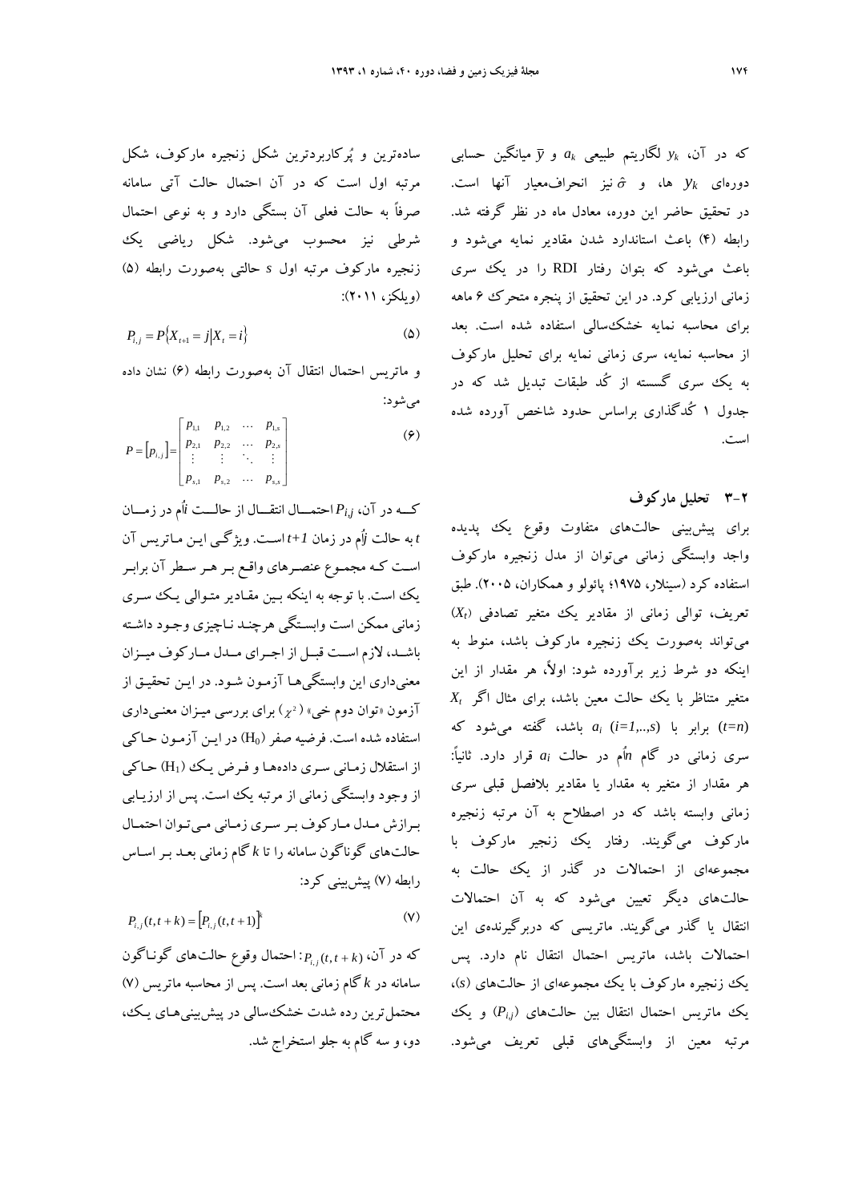که در آن، $y_k$ لگاریتم طبیعی $a_k$ و $\bar{y}$ میانگین حسابی دوره‌ای $y_k$ ها، و $\hat{\sigma}$ نیز انحراف‌معیار آنها است. در تحقیق حاضر این دوره، معادل ماه در نظر گرفته شد. رابطه (۴) باعث استاندارد شدن مقادیر نمایه می‌شود و باعث می‌شود که بتوان رفتار RDI را در یک سری زمانی ارزیابی کرد. در این تحقیق از پنجره متحرک ۶ ماهه برای محاسبه نمایه خشک‌سالی استفاده شده است. بعد از محاسبه نمایه، سری زمانی نمایه برای تحلیل مارکوف به یک سری گسسته از کُد طبقات تبدیل شد که در جدول ۱ کُدگذاری براساس حدود شاخص آورده شده است.

## ۲-۳ تحلیل مارکوف

برای پیش‌بینی حالت‌های متفاوت وقوع یک پدیده واجد وابستگی زمانی می‌توان از مدل زنجیره مارکوف استفاده کرد (سینلار، ۱۹۷۵؛ پائولو و همکاران، ۲۰۰۵). طبق تعریف، توالی زمانی از مقادیر یک متغیر تصادفی ($X_t$) می‌تواند به‌صورت یک زنجیره مارکوف باشد، منوط به اینکه دو شرط زیر برآورده شود: اولاً، هر مقدار از این متغیر متناظر با یک حالت معین باشد، برای مثال اگر $X_t$ $(t=n)$ برابر با $a_i$ $(i=1,..,s)$ باشد، گفته می‌شود که سری زمانی در گام $n$اُم در حالت $a_i$ قرار دارد. ثانیاً: هر مقدار از متغیر به مقدار یا مقادیر بلافصل قبلی سری زمانی وابسته باشد که در اصطلاح به آن مرتبه زنجیره مارکوف می‌گویند. رفتار یک زنجیر مارکوف با مجموعه‌ای از احتمالات در گذر از یک حالت به حالت‌های دیگر تعیین می‌شود که به آن احتمالات انتقال یا گذر می‌گویند. ماتریسی که دربرگیرنده‌ی این احتمالات باشد، ماتریس احتمال انتقال نام دارد. پس یک زنجیره مارکوف با یک مجموعه‌ای از حالت‌های ($s$)، یک ماتریس احتمال انتقال بین حالت‌های ($P_{i,j}$) و یک مرتبه معین از وابستگی‌های قبلی تعریف می‌شود.

ساده‌ترین و پُرکاربردترین شکل زنجیره مارکوف، شکل مرتبه اول است که در آن احتمال حالت آتی سامانه صرفاً به حالت فعلی آن بستگی دارد و به نوعی احتمال شرطی نیز محسوب می‌شود. شکل ریاضی یک زنجیره مارکوف مرتبه اول $s$ حالتی به‌صورت رابطه (۵) (ویلکز، ۲۰۱۱):

$$P_{i,j} = P\{X_{t+1} = j | X_t = i\} \tag{۵}$$

و ماتریس احتمال انتقال آن به‌صورت رابطه (۶) نشان داده می‌شود:

$$P = \left[p_{i,j}\right] = \begin{bmatrix} p_{1,1} & p_{1,2} & \cdots & p_{1,s} \\ p_{2,1} & p_{2,2} & \cdots & p_{2,s} \\ \vdots & \vdots & \ddots & \vdots \\ p_{s,1} & p_{s,2} & \cdots & p_{s,s} \end{bmatrix} \tag{۶}$$

کــه در آن، $P_{i,j}$ احتمــال انتقــال از حالــت $i$اُم در زمــان $t$ به حالت $j$اُم در زمان $t+1$ است. ویژگـی ایـن مـاتریس آن اسـت کـه مجمـوع عنصـرهای واقـع بـر هـر سـطر آن برابـر یک است. با توجه به اینکه بـین مقـادیر متـوالی یـک سـری زمانی ممکن است وابسـتگی هرچنـد نـاچیزی وجـود داشـته باشـد، لازم اسـت قبـل از اجـرای مـدل مـارکوف میـزان معنی‌داری این وابستگی‌ها آزمـون شـود. در ایـن تحقیـق از آزمون «توان دوم خی» ($\chi^2$) برای بررسی میـزان معنـی‌داری استفاده شده است. فرضیه صفر ($H_0$) در ایـن آزمـون حـاکی از استقلال زمـانی سـری داده‌هـا و فـرض یـک ($H_1$) حـاکی از وجود وابستگی زمانی از مرتبه یک است. پس از ارزیـابی بـرازش مـدل مـارکوف بـر سـری زمـانی مـی‌تـوان احتمـال حالت‌های گوناگون سامانه را تا $k$ گام زمانی بعـد بـر اسـاس رابطه (۷) پیش‌بینی کرد:

$$P_{i,j}(t, t+k) = \left[P_{i,j}(t, t+1)\right]^k \tag{۷}$$

که در آن، $P_{i,j}(t, t+k)$: احتمال وقوع حالت‌های گونـاگون سامانه در $k$ گام زمانی بعد است. پس از محاسبه ماتریس (۷)، محتمل‌ترین رده شدت خشک‌سالی در پیش‌بینی‌هـای یـک، دو، و سه گام به جلو استخراج شد.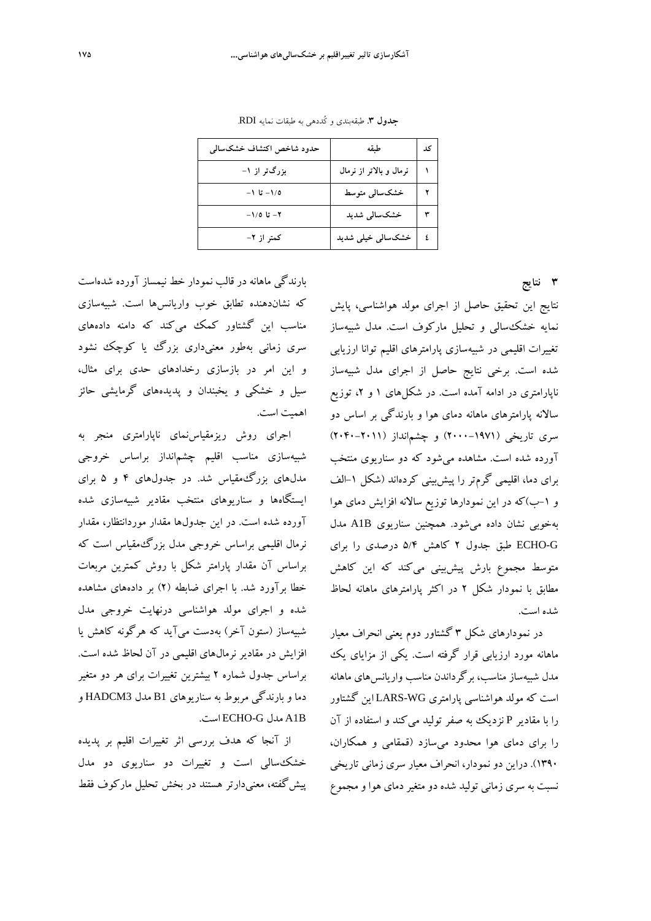**جدول ۳**. طبقه‌بندی و کُددهی به طبقات نمایه RDI.

| کد | طبقه | حدود شاخص اکتشاف خشک‌سالی |
|---|---|---|
| ۱ | نرمال و بالاتر از نرمال | بزرگ‌تر از ۱- |
| ۲ | خشک‌سالی متوسط | ۱/۵- تا ۱- |
| ۳ | خشک‌سالی شدید | ۲- تا ۱/۵- |
| ٤ | خشک‌سالی خیلی شدید | کمتر از ۲- |

## ۳ نتایج

نتایج این تحقیق حاصل از اجرای مولد هواشناسی، پایش نمایه خشک‌سالی و تحلیل مارکوف است. مدل شبیه‌ساز تغییرات اقلیمی در شبیه‌سازی پارامترهای اقلیم توانا ارزیابی شده است. برخی نتایج حاصل از اجرای مدل شبیه‌ساز ناپارامتری در ادامه آمده است. در شکل‌های ۱ و ۲، توزیع سالانه پارامترهای ماهانه دمای هوا و بارندگی بر اساس دو سری تاریخی (۱۹۷۱-۲۰۰۰) و چشم‌انداز (۲۰۱۱-۲۰۴۰) آورده شده است. مشاهده می‌شود که دو سناریوی منتخب برای دما، اقلیمی گرم‌تر را پیش‌بینی کرده‌اند (شکل ۱-الف و ۱-ب)که در این نمودارها توزیع سالانه افزایش دمای هوا به‌خوبی نشان داده می‌شود. همچنین سناریوی A1B مدل ECHO-G طبق جدول ۲ کاهش ۵/۴ درصدی را برای متوسط مجموع بارش پیش‌بینی می‌کند که این کاهش مطابق با نمودار شکل ۲ در اکثر پارامترهای ماهانه لحاظ شده است.

در نمودارهای شکل ۳ گشتاور دوم یعنی انحراف معیار ماهانه مورد ارزیابی قرار گرفته است. یکی از مزایای یک مدل شبیه‌ساز مناسب، برگرداندن مناسب واریانس‌های ماهانه است که مولد هواشناسی پارامتری LARS-WG این گشتاور را با مقادیر P نزدیک به صفر تولید می‌کند و استفاده از آن را برای دمای هوا محدود می‌سازد (قمقامی و همکاران، ۱۳۹۰). دراین دو نمودار، انحراف معیار سری زمانی تاریخی نسبت به سری زمانی تولید شده دو متغیر دمای هوا و مجموع بارندگی ماهانه در قالب نمودار خط نیمساز آورده شده‌است که نشان‌دهنده تطابق خوب واریانس‌ها است. شبیه‌سازی مناسب این گشتاور کمک می‌کند که دامنه داده‌های سری زمانی به‌طور معنی‌داری بزرگ یا کوچک نشود و این امر در بازسازی رخدادهای حدی برای مثال، سیل و خشکی و یخبندان و پدیده‌های گرمایشی حائز اهمیت است.

اجرای روش ریزمقیاس‌نمای ناپارامتری منجر به شبیه‌سازی مناسب اقلیم چشم‌انداز براساس خروجی مدل‌های بزرگ‌مقیاس شد. در جدول‌های ۴ و ۵ برای ایستگاه‌ها و سناریوهای منتخب مقادیر شبیه‌سازی شده آورده شده است. در این جدول‌ها مقدار موردانتظار، مقدار نرمال اقلیمی براساس خروجی مدل بزرگ‌مقیاس است که براساس آن مقدار پارامتر شکل با روش کمترین مربعات خطا برآورد شد. با اجرای ضابطه (۲) بر داده‌های مشاهده شده و اجرای مولد هواشناسی درنهایت خروجی مدل شبیه‌ساز (ستون آخر) به‌دست می‌آید که هرگونه کاهش یا افزایش در مقادیر نرمال‌های اقلیمی در آن لحاظ شده است. براساس جدول شماره ۲ بیشترین تغییرات برای هر دو متغیر دما و بارندگی مربوط به سناریوهای B1 مدل HADCM3 و A1B مدل ECHO-G است.

از آنجا که هدف بررسی اثر تغییرات اقلیم بر پدیده خشک‌سالی است و تغییرات دو سناریوی دو مدل پیش‌گفته، معنی‌دارتر هستند در بخش تحلیل مارکوف فقط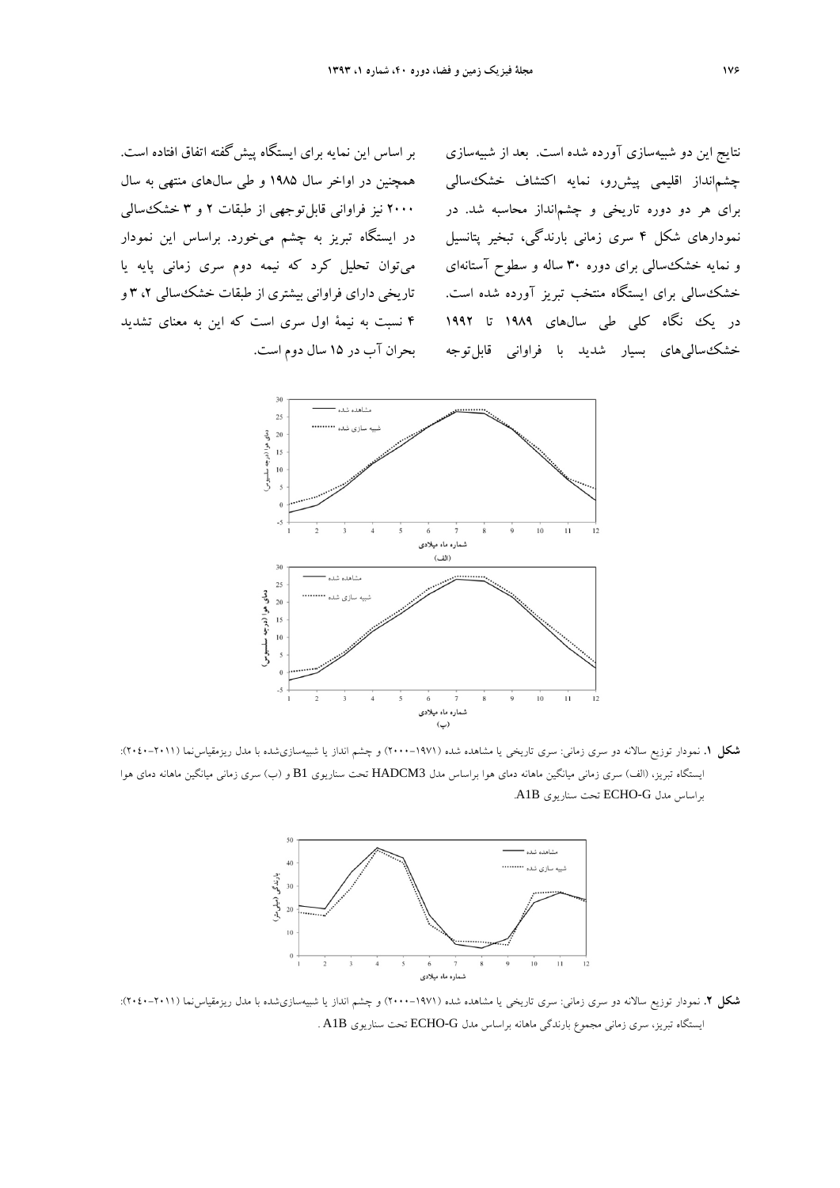نتایج این دو شبیه‌سازی آورده شده است. بعد از شبیه‌سازی چشم‌انداز اقلیمی پیش‌رو، نمایه اکتشاف خشک‌سالی برای هر دو دوره تاریخی و چشم‌انداز محاسبه شد. در نمودارهای شکل ۴ سری زمانی بارندگی، تبخیر پتانسیل و نمایه خشک‌سالی برای دوره ۳۰ ساله و سطوح آستانه‌ای خشک‌سالی برای ایستگاه منتخب تبریز آورده شده است. در یک نگاه کلی طی سال‌های ۱۹۸۹ تا ۱۹۹۲ خشک‌سالی‌های بسیار شدید با فراوانی قابل‌توجه بر اساس این نمایه برای ایستگاه پیش‌گفته اتفاق افتاده است. همچنین در اواخر سال ۱۹۸۵ و طی سال‌های منتهی به سال ۲۰۰۰ نیز فراوانی قابل‌توجهی از طبقات ۲ و ۳ خشک‌سالی در ایستگاه تبریز به چشم می‌خورد. براساس این نمودار می‌توان تحلیل کرد که نیمه دوم سری زمانی پایه یا تاریخی دارای فراوانی بیشتری از طبقات خشک‌سالی ۲، ۳ و ۴ نسبت به نیمهٔ اول سری است که این به معنای تشدید بحران آب در ۱۵ سال دوم است.

**شکل ۱.** نمودار توزیع سالانه دو سری زمانی: سری تاریخی یا مشاهده شده (۱۹۷۱–۲۰۰۰) و چشم انداز یا شبیه‌سازی‌شده با مدل ریزمقیاس‌نما (۲۰۱۱–۲۰۴۰): ایستگاه تبریز، (الف) سری زمانی میانگین ماهانه دمای هوا براساس مدل HADCM3 تحت سناریوی B1 و (ب) سری زمانی میانگین ماهانه دمای هوا براساس مدل ECHO-G تحت سناریوی A1B.

**شکل ۲.** نمودار توزیع سالانه دو سری زمانی: سری تاریخی یا مشاهده شده (۱۹۷۱–۲۰۰۰) و چشم انداز یا شبیه‌سازی‌شده با مدل ریزمقیاس‌نما (۲۰۱۱–۲۰۴۰): ایستگاه تبریز، سری زمانی مجموع بارندگی ماهانه براساس مدل ECHO-G تحت سناریوی A1B .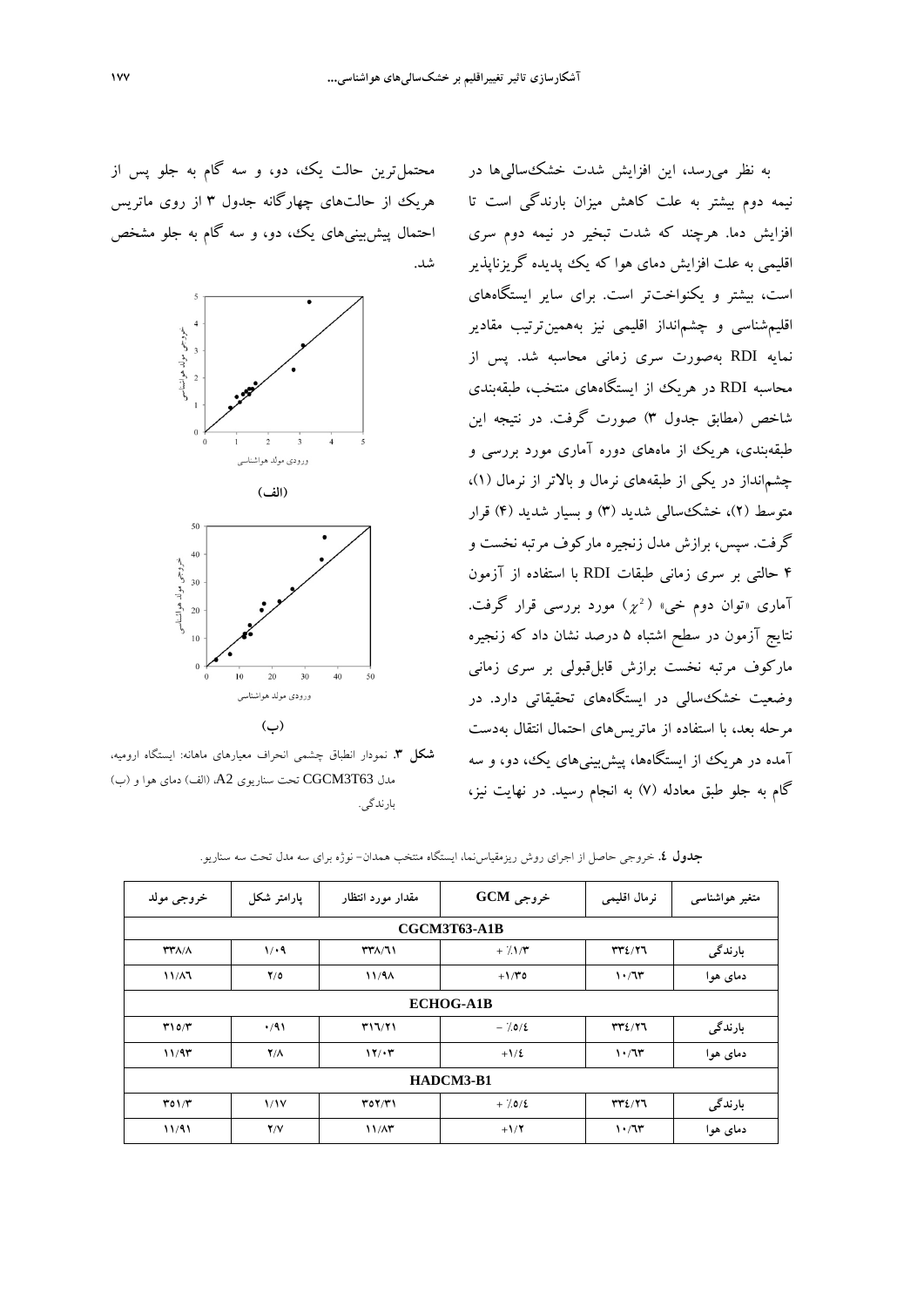به نظر می‌رسد، این افزایش شدت خشک‌سالی‌ها در نیمه دوم بیشتر به علت کاهش میزان بارندگی است تا افزایش دما. هرچند که شدت تبخیر در نیمه دوم سری اقلیمی به علت افزایش دمای هوا که یک پدیده گریزناپذیر است، بیشتر و یکنواخت‌تر است. برای سایر ایستگاه‌های اقلیم‌شناسی و چشم‌انداز اقلیمی نیز به‌همین‌ترتیب مقادیر نمایه RDI به‌صورت سری زمانی محاسبه شد. پس از محاسبه RDI در هریک از ایستگاه‌های منتخب، طبقه‌بندی شاخص (مطابق جدول ۳) صورت گرفت. در نتیجه این طبقه‌بندی، هریک از ماه‌های دوره آماری مورد بررسی و چشم‌انداز در یکی از طبقه‌های نرمال و بالاتر از نرمال (۱)، متوسط (۲)، خشک‌سالی شدید (۳) و بسیار شدید (۴) قرار گرفت. سپس، برازش مدل زنجیره مارکوف مرتبه نخست و ۴ حالتی بر سری زمانی طبقات RDI با استفاده از آزمون آماری «توان دوم خی» ($\chi^2$) مورد بررسی قرار گرفت. نتایج آزمون در سطح اشتباه ۵ درصد نشان داد که زنجیره مارکوف مرتبه نخست برازش قابل‌قبولی بر سری زمانی وضعیت خشک‌سالی در ایستگاه‌های تحقیقاتی دارد. در مرحله بعد، با استفاده از ماتریس‌های احتمال انتقال به‌دست آمده در هریک از ایستگاه‌ها، پیش‌بینی‌های یک، دو، و سه گام به جلو طبق معادله (۷) به انجام رسید. در نهایت نیز، محتمل‌ترین حالت یک، دو، و سه گام به جلو پس از هریک از حالت‌های چهارگانه جدول ۳ از روی ماتریس احتمال پیش‌بینی‌های یک، دو، و سه گام به جلو مشخص شد.

**شکل ۳.** نمودار انطباق چشمی انحراف معیارهای ماهانه: ایستگاه ارومیه، مدل CGCM3T63 تحت سناریوی A2، (الف) دمای هوا و (ب) بارندگی.

**جدول ٤.** خروجی حاصل از اجرای روش ریزمقیاس‌نما، ایستگاه منتخب همدان- نوژه برای سه مدل تحت سه سناریو.

| متغیر هواشناسی | نرمال اقلیمی | خروجی GCM | مقدار مورد انتظار | پارامتر شکل | خروجی مولد |
|---|---|---|---|---|---|
| **CGCM3T63-A1B** | | | | | |
| بارندگی | ۳۳٤/۲٦ | + ٪۱/۳ | ۳۳۸/٦۱ | ۱/۰۹ | ۳۳۸/۸ |
| دمای هوا | ۱۰/٦۳ | +۱/۳٥ | ۱۱/۹۸ | ۲/٥ | ۱۱/۸٦ |
| **ECHOG-A1B** | | | | | |
| بارندگی | ۳۳٤/۲٦ | - ٪٥/٤ | ۳۱٦/۲۱ | ۰/۹۱ | ۳۱٥/۳ |
| دمای هوا | ۱۰/٦۳ | +۱/٤ | ۱۲/۰۳ | ۲/۸ | ۱۱/۹۳ |
| **HADCM3-B1** | | | | | |
| بارندگی | ۳۳٤/۲٦ | + ٪٥/٤ | ۳٥۲/۳۱ | ۱/۱۷ | ۳٥۱/۳ |
| دمای هوا | ۱۰/٦۳ | +۱/۲ | ۱۱/۸۳ | ۲/۷ | ۱۱/۹۱ |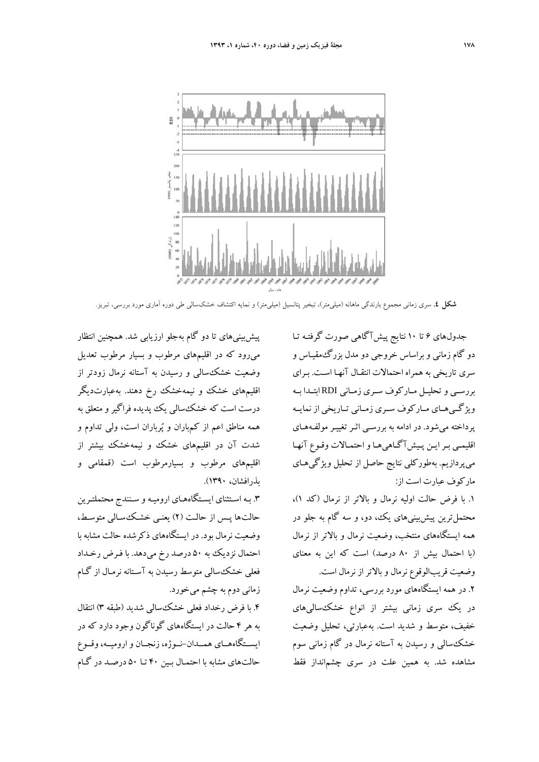**شکل ٤.** سری زمانی مجموع بارندگی ماهانه (میلی‌متر)، تبخیر پتانسیل (میلی‌متر) و نمایه اکتشاف خشکسالی طی دوره آماری مورد بررسی، تبریز.

جدول‌های ۶ تا ۱۰ نتایج پیش‌آگاهی صورت گرفته تا دو گام زمانی و براساس خروجی دو مدل بزرگ‌مقیاس و سری تاریخی به همراه احتمالات انتقال آنها است. برای بررسی و تحلیل مارکوف سری زمانی RDI ابتدا به ویژگی‌های مارکوف سری زمانی تاریخی از نمایه پرداخته می‌شود. در ادامه به بررسی اثر تغییر مولفه‌های اقلیمی بر این پیش‌آگاهی‌ها و احتمالات وقوع آنها می‌پردازیم. به‌طورکلی نتایج حاصل از تحلیل ویژگی‌های مارکوف عبارت است از:

۱. با فرض حالت اولیه نرمال و بالاتر از نرمال (کد ۱)، محتمل‌ترین پیش‌بینی‌های یک، دو، و سه گام به جلو در همه ایستگاه‌های منتخب، وضعیت نرمال و بالاتر از نرمال (با احتمال بیش از ۸۰ درصد) است که این به معنای وضعیت قریب‌الوقوع نرمال و بالاتر از نرمال است.

۲. در همه ایستگاه‌های مورد بررسی، تداوم وضعیت نرمال در یک سری زمانی بیشتر از انواع خشکسالی‌های خفیف، متوسط و شدید است. به‌عبارتی، تحلیل وضعیت خشکسالی و رسیدن به آستانه نرمال در گام زمانی سوم مشاهده شد. به همین علت در سری چشم‌انداز فقط پیش‌بینی‌های تا دو گام به‌جلو ارزیابی شد. همچنین انتظار می‌رود که در اقلیم‌های مرطوب و بسیار مرطوب تعدیل وضعیت خشکسالی و رسیدن به آستانه نرمال زودتر از اقلیم‌های خشک و نیمه‌خشک رخ دهند. به‌عبارت‌دیگر درست است که خشکسالی یک پدیده فراگیر و متعلق به همه مناطق اعم از کم‌باران و پُرباران است، ولی تداوم و شدت آن در اقلیم‌های خشک و نیمه‌خشک بیشتر از اقلیم‌های مرطوب و بسیارمرطوب است (قمقامی و بذرافشان، ۱۳۹۰).

۳. به استثنای ایستگاه‌های ارومیه و سنندج محتمل‌ترین حالت‌ها پس از حالت (۲) یعنی خشکسالی متوسط، وضعیت نرمال بود. در ایستگاه‌های ذکرشده حالت مشابه با احتمال نزدیک به ۵۰ درصد رخ می‌دهد. با فرض رخداد فعلی خشکسالی متوسط رسیدن به آستانه نرمال از گام زمانی دوم به چشم می‌خورد.

۴. با فرض رخداد فعلی خشکسالی شدید (طبقه ۳) انتقال به هر ۴ حالت در ایستگاه‌های گوناگون وجود دارد که در ایستگاه‌های همدان–نوژه، زنجان و ارومیه، وقوع حالت‌های مشابه با احتمال بین ۴۰ تا ۵۰ درصد در گام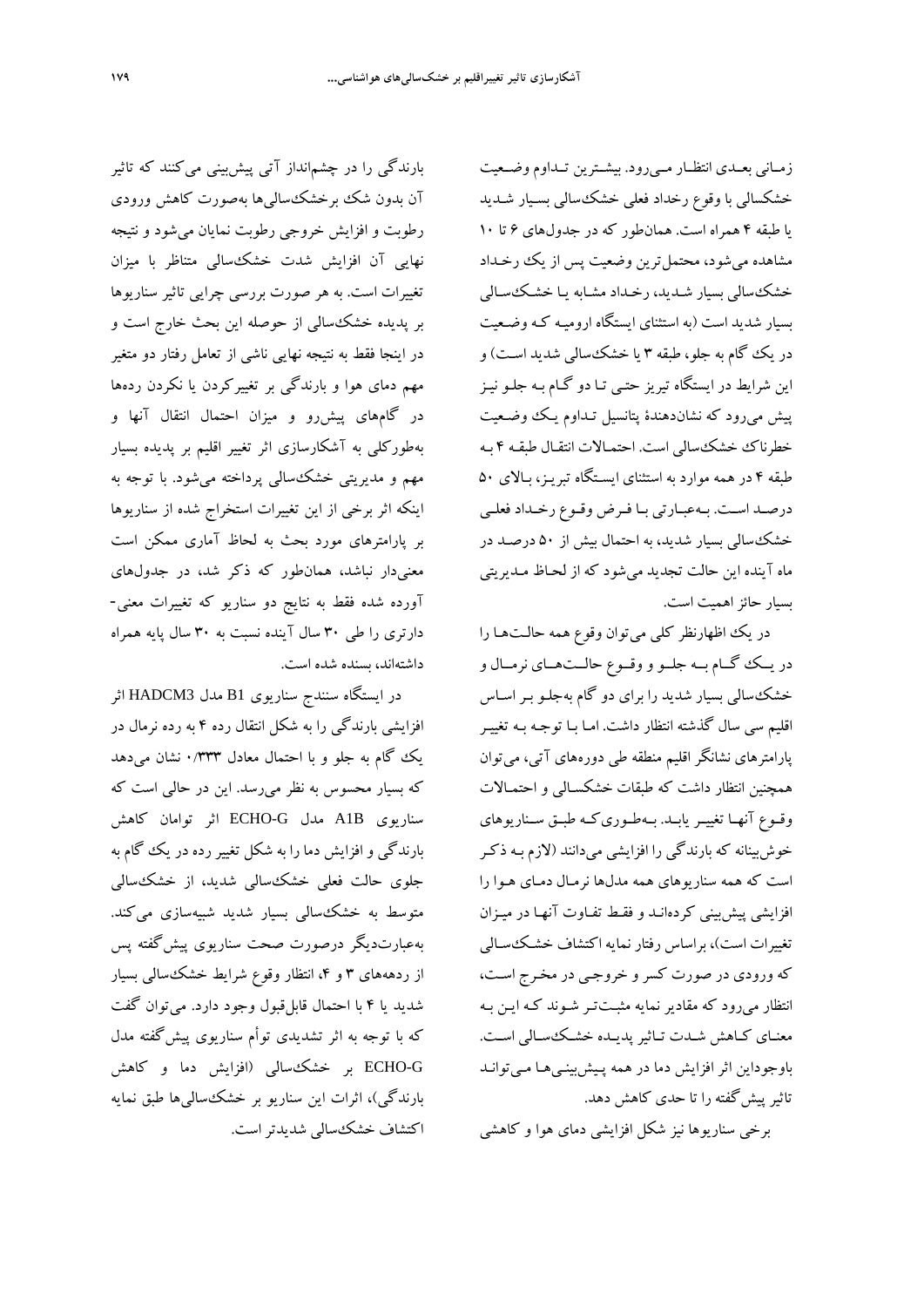زمـانی بعـدی انتظـار مـی‌رود. بیشـترین تـداوم وضـعیت خشکسالی با وقوع رخداد فعلی خشک‌سالی بسـیار شـدید یا طبقه ۴ همراه است. همان‌طور که در جدول‌های ۶ تا ۱۰ مشاهده می‌شود، محتمل‌ترین وضعیت پس از یک رخـداد خشک‌سالی بسیار شـدید، رخـداد مشـابه یـا خشـک‌سـالی بسیار شدید است (به استثنای ایستگاه ارومیـه کـه وضـعیت در یک گام به جلو، طبقه ۳ یا خشک‌سالی شدید اسـت) و این شرایط در ایستگاه تبریز حتـی تـا دو گـام بـه جلـو نیـز پیش می‌رود که نشان‌دهندهٔ پتانسیل تـداوم یـک وضـعیت خطرناک خشک‌سالی است. احتمـالات انتقـال طبقـه ۴ بـه طبقه ۴ در همه موارد به استثنای ایسـتگاه تبریـز، بـالای ۵۰ درصـد اسـت. بـه‌عبـارتی بـا فـرض وقـوع رخـداد فعلـی خشک‌سالی بسیار شدید، به احتمال بیش از ۵۰ درصـد در ماه آینده این حالت تجدید می‌شود که از لحـاظ مـدیریتی بسیار حائز اهمیت است.

در یک اظهارنظر کلی می‌توان وقوع همه حالـت‌هـا را در یـک گـام بـه جلـو و وقـوع حالـت‌هـای نرمـال و خشک‌سالی بسیار شدید را برای دو گام به‌جلـو بـر اسـاس اقلیم سی سال گذشته انتظار داشت. امـا بـا توجـه بـه تغییـر پارامترهای نشانگر اقلیم منطقه طی دوره‌های آتی، می‌توان همچنین انتظار داشت که طبقات خشکسـالی و احتمـالات وقـوع آنهـا تغییـر یابـد. بـه‌طـوری‌کـه طبـق سـناریوهای خوش‌بینانه که بارندگی را افزایشی می‌دانند (لازم بـه ذکـر است که همه سناریوهای همه مدل‌ها نرمـال دمـای هـوا را افزایشی پیش‌بینی کرده‌انـد و فقـط تفـاوت آنهـا در میـزان تغییرات است)، براساس رفتار نمایه اکتشاف خشـک‌سـالی که ورودی در صورت کسر و خروجـی در مخـرج اسـت، انتظار می‌رود که مقادیر نمایه مثبـت‌تـر شـوند کـه ایـن بـه معنـای کـاهش شـدت تـاثیر پدیـده خشـک‌سـالی اسـت. باوجوداین اثر افزایش دما در همه پـیش‌بینـی‌هـا مـی‌توانـد تاثیر پیش‌گفته را تا حدی کاهش دهد.

برخی سناریوها نیز شکل افزایشی دمای هوا و کاهشی بارندگی را در چشم‌انداز آتی پیش‌بینی می‌کنند که تاثیر آن بدون شک برخشک‌سالی‌ها به‌صورت کاهش ورودی رطوبت و افزایش خروجی رطوبت نمایان می‌شود و نتیجه نهایی آن افزایش شدت خشک‌سالی متناظر با میزان تغییرات است. به هر صورت بررسی چرایی تاثیر سناریوها بر پدیده خشک‌سالی از حوصله این بحث خارج است و در اینجا فقط به نتیجه نهایی ناشی از تعامل رفتار دو متغیر مهم دمای هوا و بارندگی بر تغییرکردن یا نکردن رده‌ها در گام‌های پیش‌رو و میزان احتمال انتقال آنها و به‌طورکلی به آشکارسازی اثر تغییر اقلیم بر پدیده بسیار مهم و مدیریتی خشک‌سالی پرداخته می‌شود. با توجه به اینکه اثر برخی از این تغییرات استخراج شده از سناریوها بر پارامترهای مورد بحث به لحاظ آماری ممکن است معنی‌دار نباشد، همان‌طور که ذکر شد، در جدول‌های آورده شده فقط به نتایج دو سناریو که تغییرات معنی‌دارتری را طی ۳۰ سال آینده نسبت به ۳۰ سال پایه همراه داشته‌اند، بسنده شده است.

در ایستگاه سنندج سناریوی B1 مدل HADCM3 اثر افزایشی بارندگی را به شکل انتقال رده ۴ به رده نرمال در یک گام به جلو و با احتمال معادل ۰/۳۳۳ نشان می‌دهد که بسیار محسوس به نظر می‌رسد. این در حالی است که سناریوی A1B مدل ECHO-G اثر توامان کاهش بارندگی و افزایش دما را به شکل تغییر رده در یک گام به جلوی حالت فعلی خشک‌سالی شدید، از خشک‌سالی متوسط به خشک‌سالی بسیار شدید شبیه‌سازی می‌کند. به‌عبارت‌دیگر درصورت صحت سناریوی پیش‌گفته پس از رده‌های ۳ و ۴، انتظار وقوع شرایط خشک‌سالی بسیار شدید یا ۴ با احتمال قابل‌قبول وجود دارد. می‌توان گفت که با توجه به اثر تشدیدی توأم سناریوی پیش‌گفته مدل ECHO-G بر خشک‌سالی (افزایش دما و کاهش بارندگی)، اثرات این سناریو بر خشک‌سالی‌ها طبق نمایه اکتشاف خشک‌سالی شدیدتر است.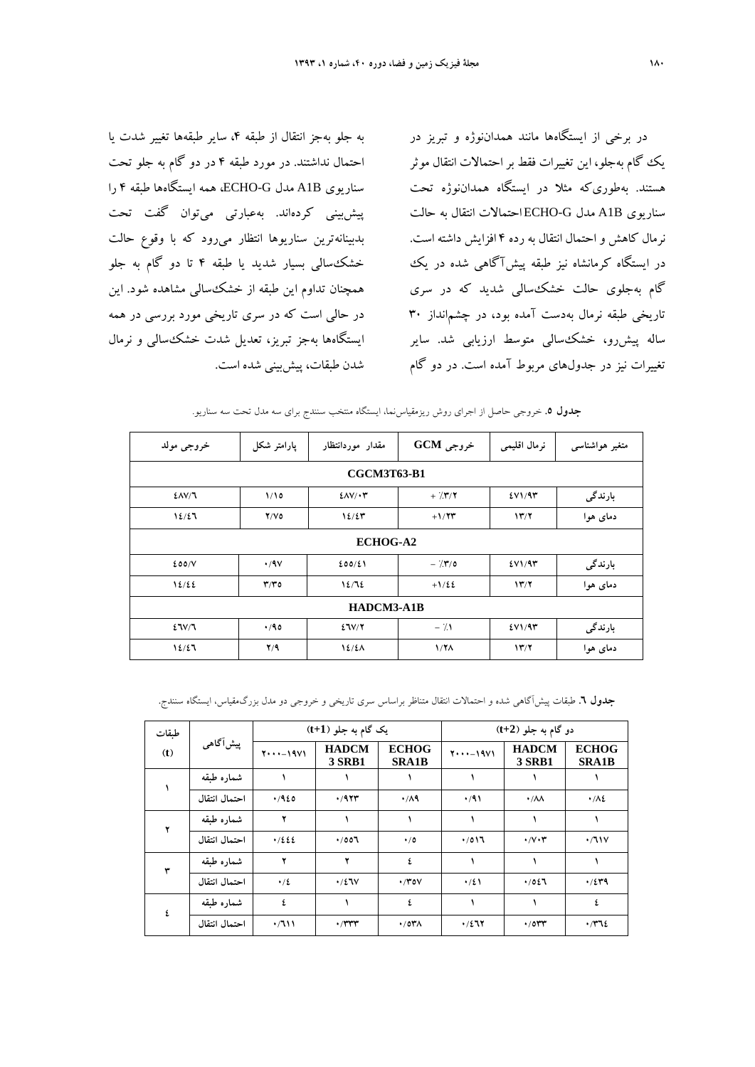در برخی از ایستگاه‌ها مانند همدان‌نوژه و تبریز در یک گام به‌جلو، این تغییرات فقط بر احتمالات انتقال موثر هستند. به‌طوری‌که مثلا در ایستگاه همدان‌نوژه تحت سناریوی A1B مدل ECHO-G احتمالات انتقال به حالت نرمال کاهش و احتمال انتقال به رده ۴ افزایش داشته است. در ایستگاه کرمانشاه نیز طبقه پیش‌آگاهی شده در یک گام به‌جلوی حالت خشک‌سالی شدید که در سری تاریخی طبقه نرمال به‌دست آمده بود، در چشم‌انداز ۳۰ ساله پیش‌رو، خشک‌سالی متوسط ارزیابی شد. سایر تغییرات نیز در جدول‌های مربوط آمده است. در دو گام به جلو به‌جز انتقال از طبقه ۴، سایر طبقه‌ها تغییر شدت یا احتمال نداشتند. در مورد طبقه ۴ در دو گام به جلو تحت سناریوی A1B مدل ECHO-G، همه ایستگاه‌ها طبقه ۴ را پیش‌بینی کرده‌اند. به‌عبارتی می‌توان گفت تحت بدبینانه‌ترین سناریوها انتظار می‌رود که با وقوع حالت خشک‌سالی بسیار شدید یا طبقه ۴ تا دو گام به جلو همچنان تداوم این طبقه از خشک‌سالی مشاهده شود. این در حالی است که در سری تاریخی مورد بررسی در همه ایستگاه‌ها به‌جز تبریز، تعدیل شدت خشک‌سالی و نرمال شدن طبقات، پیش‌بینی شده است.

**جدول ۵.** خروجی حاصل از اجرای روش ریزمقیاس‌نما، ایستگاه منتخب سنندج برای سه مدل تحت سه سناریو.

| متغیر هواشناسی | نرمال اقلیمی | خروجی GCM | مقدار موردانتظار | پارامتر شکل | خروجی مولد |
|---|---|---|---|---|---|
| CGCM3T63-B1 | | | | | |
| بارندگی | ۴۷۱/۹۳ | + ٪۳/۲ | ۴۸۷/۰۳ | ۱/۱۵ | ۴۸۷/۶ |
| دمای هوا | ۱۳/۲ | +۱/۲۳ | ۱۴/۴۳ | ۲/۷۵ | ۱۴/۴۶ |
| ECHOG-A2 | | | | | |
| بارندگی | ۴۷۱/۹۳ | − ٪۳/۵ | ۴۵۵/۴۱ | ۰/۹۷ | ۴۵۵/۷ |
| دمای هوا | ۱۳/۲ | +۱/۴۴ | ۱۴/۶۴ | ۳/۳۵ | ۱۴/۴۴ |
| HADCM3-A1B | | | | | |
| بارندگی | ۴۷۱/۹۳ | − ٪۱ | ۴۶۷/۲ | ۰/۹۵ | ۴۶۷/۶ |
| دمای هوا | ۱۳/۲ | ۱/۲۸ | ۱۴/۴۸ | ۲/۹ | ۱۴/۴۶ |

**جدول ۶.** طبقات پیش‌آگاهی شده و احتمالات انتقال متناظر براساس سری تاریخی و خروجی دو مدل بزرگ‌مقیاس، ایستگاه سنندج.

| طبقات (t) | پیش‌آگاهی | یک گام به جلو (t+1) | | | دو گام به جلو (t+2) | | |
|---|---|---|---|---|---|---|---|
| | | ۲۰۰۰-۱۹۷۱ | HADCM 3 SRB1 | ECHOG SRA1B | ۲۰۰۰-۱۹۷۱ | HADCM 3 SRB1 | ECHOG SRA1B |
| ۱ | شماره طبقه | ۱ | ۱ | ۱ | ۱ | ۱ | ۱ |
| | احتمال انتقال | ۰/۹۴۵ | ۰/۹۲۳ | ۰/۸۹ | ۰/۹۱ | ۰/۸۸ | ۰/۸۴ |
| ۲ | شماره طبقه | ۲ | ۱ | ۱ | ۱ | ۱ | ۱ |
| | احتمال انتقال | ۰/۴۴۴ | ۰/۵۵۶ | ۰/۵ | ۰/۵۱۶ | ۰/۷۰۳ | ۰/۶۱۷ |
| ۳ | شماره طبقه | ۲ | ۲ | ۴ | ۱ | ۱ | ۱ |
| | احتمال انتقال | ۰/۴ | ۰/۴۶۷ | ۰/۳۵۷ | ۰/۴۱ | ۰/۵۴۶ | ۰/۴۳۹ |
| ۴ | شماره طبقه | ۴ | ۱ | ۴ | ۱ | ۱ | ۴ |
| | احتمال انتقال | ۰/۶۱۱ | ۰/۳۳۳ | ۰/۵۳۸ | ۰/۴۶۲ | ۰/۵۳۳ | ۰/۳۶۴ |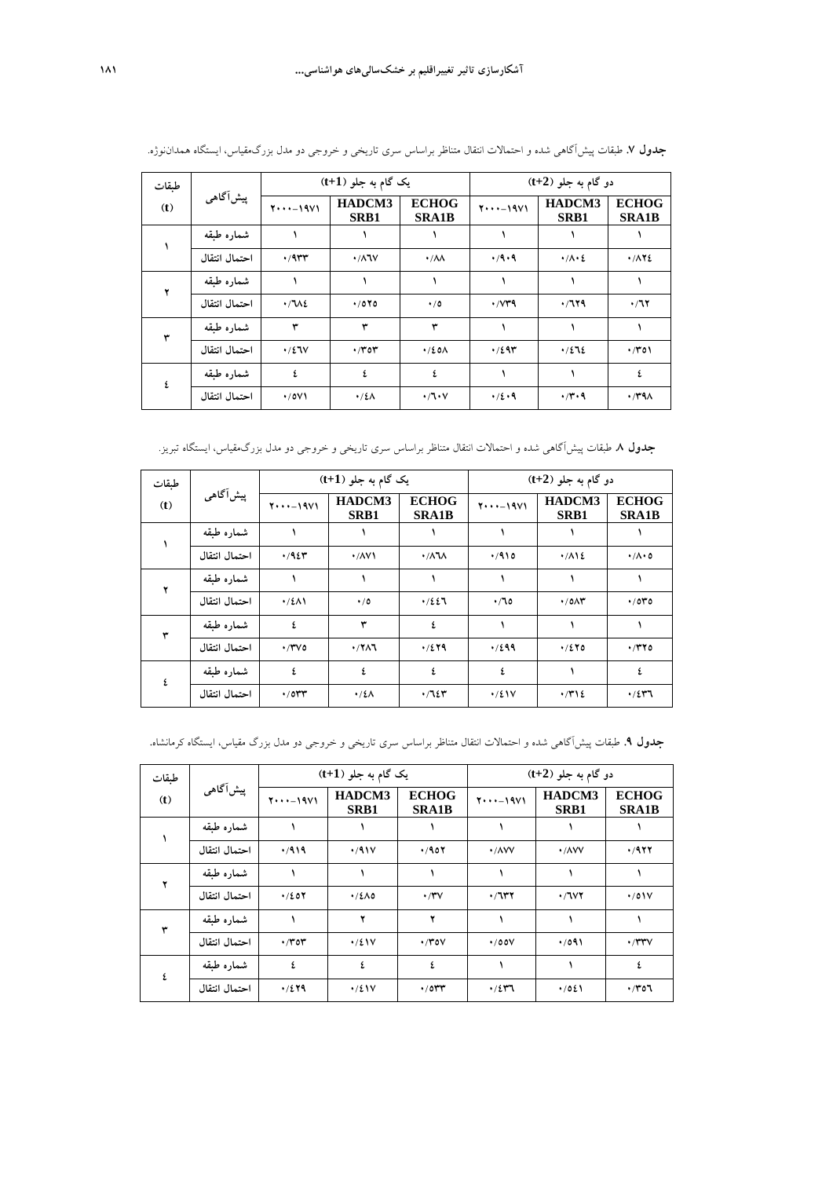**جدول ۷.** طبقات پیش‌آگاهی شده و احتمالات انتقال متناظر براساس سری تاریخی و خروجی دو مدل بزرگ‌مقیاس، ایستگاه همدان‌نوژه.

| طبقات (t) | پیش‌آگاهی | یک گام به جلو (t+1) | | | دو گام به جلو (t+2) | | |
|---|---|---|---|---|---|---|---|
| | | ۲۰۰۰-۱۹۷۱ | HADCM3 SRB1 | ECHOG SRA1B | ۲۰۰۰-۱۹۷۱ | HADCM3 SRB1 | ECHOG SRA1B |
| ۱ | شماره طبقه | ۱ | ۱ | ۱ | ۱ | ۱ | ۱ |
| | احتمال انتقال | ۰/۹۳۳ | ۰/۸۶۷ | ۰/۸۸ | ۰/۹۰۹ | ۰/۸۰۴ | ۰/۸۲۴ |
| ۲ | شماره طبقه | ۱ | ۱ | ۱ | ۱ | ۱ | ۱ |
| | احتمال انتقال | ۰/۶۸٤ | ۰/۵۲۵ | ۰/۵ | ۰/۷۳۹ | ۰/۶۲۹ | ۰/۶۲ |
| ۳ | شماره طبقه | ۳ | ۳ | ۳ | ۱ | ۱ | ۱ |
| | احتمال انتقال | ۰/٤۶۷ | ۰/۳۵۳ | ۰/٤۵۸ | ۰/٤۹۳ | ۰/٤۶٤ | ۰/۳۵۱ |
| ٤ | شماره طبقه | ٤ | ٤ | ٤ | ۱ | ۱ | ٤ |
| | احتمال انتقال | ۰/۵۷۱ | ۰/٤۸ | ۰/۶۰۷ | ۰/٤۰۹ | ۰/۳۰۹ | ۰/۳۹۸ |

**جدول ۸.** طبقات پیش‌آگاهی شده و احتمالات انتقال متناظر براساس سری تاریخی و خروجی دو مدل بزرگ‌مقیاس، ایستگاه تبریز.

| طبقات (t) | پیش‌آگاهی | یک گام به جلو (t+1) | | | دو گام به جلو (t+2) | | |
|---|---|---|---|---|---|---|---|
| | | ۲۰۰۰-۱۹۷۱ | HADCM3 SRB1 | ECHOG SRA1B | ۲۰۰۰-۱۹۷۱ | HADCM3 SRB1 | ECHOG SRA1B |
| ۱ | شماره طبقه | ۱ | ۱ | ۱ | ۱ | ۱ | ۱ |
| | احتمال انتقال | ۰/۹٤۳ | ۰/۸۷۱ | ۰/۸۶۸ | ۰/۹۱۵ | ۰/۸۱٤ | ۰/۸۰۵ |
| ۲ | شماره طبقه | ۱ | ۱ | ۱ | ۱ | ۱ | ۱ |
| | احتمال انتقال | ۰/٤۸۱ | ۰/۵ | ۰/٤٤۶ | ۰/۶۵ | ۰/۵۸۳ | ۰/۵۳۵ |
| ۳ | شماره طبقه | ٤ | ۳ | ٤ | ۱ | ۱ | ۱ |
| | احتمال انتقال | ۰/۳۷۵ | ۰/۲۸۶ | ۰/٤۲۹ | ۰/٤۹۹ | ۰/٤۲۵ | ۰/۳۲۵ |
| ٤ | شماره طبقه | ٤ | ٤ | ٤ | ٤ | ۱ | ٤ |
| | احتمال انتقال | ۰/۵۳۳ | ۰/٤۸ | ۰/۶٤۳ | ۰/٤۱۷ | ۰/۳۱٤ | ۰/٤۳۶ |

**جدول ۹.** طبقات پیش‌آگاهی شده و احتمالات انتقال متناظر براساس سری تاریخی و خروجی دو مدل بزرگ مقیاس، ایستگاه کرمانشاه.

| طبقات (t) | پیش‌آگاهی | یک گام به جلو (t+1) | | | دو گام به جلو (t+2) | | |
|---|---|---|---|---|---|---|---|
| | | ۲۰۰۰-۱۹۷۱ | HADCM3 SRB1 | ECHOG SRA1B | ۲۰۰۰-۱۹۷۱ | HADCM3 SRB1 | ECHOG SRA1B |
| ۱ | شماره طبقه | ۱ | ۱ | ۱ | ۱ | ۱ | ۱ |
| | احتمال انتقال | ۰/۹۱۹ | ۰/۹۱۷ | ۰/۹۵۲ | ۰/۸۷۷ | ۰/۸۷۷ | ۰/۹۲۲ |
| ۲ | شماره طبقه | ۱ | ۱ | ۱ | ۱ | ۱ | ۱ |
| | احتمال انتقال | ۰/٤۵۲ | ۰/٤۸۵ | ۰/۳۷ | ۰/۶۳۲ | ۰/۶۷۲ | ۰/۵۱۷ |
| ۳ | شماره طبقه | ۱ | ۲ | ۲ | ۱ | ۱ | ۱ |
| | احتمال انتقال | ۰/۳۵۳ | ۰/٤۱۷ | ۰/۳۵۷ | ۰/۵۵۷ | ۰/۵۹۱ | ۰/۳۳۷ |
| ٤ | شماره طبقه | ٤ | ٤ | ٤ | ۱ | ۱ | ٤ |
| | احتمال انتقال | ۰/٤۲۹ | ۰/٤۱۷ | ۰/۵۳۳ | ۰/٤۳۶ | ۰/۵٤۱ | ۰/۳۵۶ |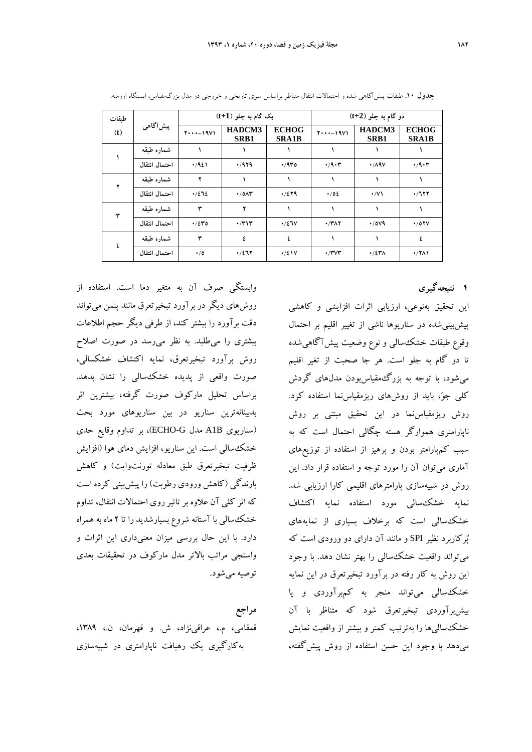**جدول ۱۰.** طبقات پیش‌آگاهی شده و احتمالات انتقال متناظر براساس سری تاریخی و خروجی دو مدل بزرگ‌مقیاس، ایستگاه ارومیه.

| طبقات (t) | پیش‌آگاهی | یک گام به جلو (t+1) | | | دو گام به جلو (t+2) | | |
|---|---|---|---|---|---|---|---|
| | | ۱۹۷۱-۲۰۰۰ | HADCM3 SRB1 | ECHOG SRA1B | ۱۹۷۱-۲۰۰۰ | HADCM3 SRB1 | ECHOG SRA1B |
| ۱ | شماره طبقه | ۱ | ۱ | ۱ | ۱ | ۱ | ۱ |
| | احتمال انتقال | ۰/۹٤۱ | ۰/۹۲۹ | ۰/۹۳۵ | ۰/۹۰۳ | ۰/۸۹۷ | ۰/۹۰۳ |
| ۲ | شماره طبقه | ۲ | ۱ | ۱ | ۱ | ۱ | ۱ |
| | احتمال انتقال | ۰/٤٦٤ | ۰/۵۸۳ | ۰/٤۲۹ | ۰/۵٤ | ۰/۷۱ | ۰/٦۲۲ |
| ۳ | شماره طبقه | ۳ | ۲ | ۱ | ۱ | ۱ | ۱ |
| | احتمال انتقال | ۰/٤۳۵ | ۰/۳۱۳ | ۰/٤٦۷ | ۰/۳۸۲ | ۰/۵۷۹ | ۰/۵۲۷ |
| ٤ | شماره طبقه | ۳ | ٤ | ٤ | ۱ | ۱ | ٤ |
| | احتمال انتقال | ۰/۵ | ۰/٤٦۲ | ۰/٤۱۷ | ۰/۳۷۳ | ۰/٤۳۸ | ۰/۲۸۱ |

## ۴ نتیجه‌گیری

این تحقیق به‌نوعی، ارزیابی اثرات افزایشی و کاهشی پیش‌بینی‌شده در سناریوها ناشی از تغییر اقلیم بر احتمال وقوع طبقات خشک‌سالی و نوع وضعیت پیش‌آگاهی‌شده تا دو گام به جلو است. هر جا صحبت از تغیر اقلیم می‌شود، با توجه به بزرگ‌مقیاس‌بودن مدل‌های گردش کلی جوّ، باید از روش‌های ریزمقیاس‌نما استفاده کرد. روش ریزمقیاس‌نما در این تحقیق مبتنی بر روش ناپارامتری هموارگر هسته چگالی احتمال است که به سبب کم‌پارامتر بودن و پرهیز از استفاده از توزیع‌های آماری می‌توان آن را مورد توجه و استفاده قرار داد. این روش در شبیه‌سازی پارامترهای اقلیمی کارا ارزیابی شد. نمایه خشک‌سالی مورد استفاده نمایه اکتشاف خشک‌سالی است که برخلاف بسیاری از نمایه‌های پُرکاربرد نظیر SPI و مانند آن دارای دو ورودی است که می‌تواند واقعیت خشک‌سالی را بهتر نشان دهد. با وجود این روش به کار رفته در برآورد تبخیرتعرق در این نمایه خشک‌سالی می‌تواند منجر به کم‌برآوردی و یا بیش‌برآوردی تبخیرتعرق شود که متناظر با آن خشک‌سالی‌ها را به‌ترتیب کمتر و بیشتر از واقعیت نمایش می‌دهد با وجود این حسن استفاده از روش پیش‌گفته، وابستگی صرف آن به متغیر دما است. استفاده از روش‌های دیگر در برآورد تبخیرتعرق مانند پنمن می‌تواند دقت برآورد را بیشتر کند، از طرفی دیگر حجم اطلاعات بیشتری را می‌طلبد. به نظر می‌رسد در صورت اصلاح روش برآورد تبخیرتعرق، نمایه اکتشاف خشکسالی، صورت واقعی از پدیده خشک‌سالی را نشان بدهد. براساس تحلیل مارکوف صورت گرفته، بیشترین اثر بدبینانه‌ترین سناریو در بین سناریوهای مورد بحث (سناریوی A1B مدل ECHO-G)، بر تداوم وقایع حدی خشک‌سالی است. این سناریو، افزایش دمای هوا (افزایش ظرفیت تبخیرتعرق طبق معادله تورنت‌وایت) و کاهش بارندگی (کاهش ورودی رطوبت) را پیش‌بینی کرده است که اثر کلی آن علاوه بر تاثیر روی احتمالات انتقال، تداوم خشک‌سالی با آستانه شروع بسیارشدید را تا ۲ ماه به همراه دارد. با این حال بررسی میزان معنی‌داری این اثرات و واسنجی مراتب بالاتر مدل مارکوف در تحقیقات بعدی توصیه می‌شود.

## مراجع

قمقامی، م.، عراقی‌نژاد، ش. و قهرمان، ن.، ۱۳۸۹، به‌کارگیری یک رهیافت ناپارامتری در شبیه‌سازی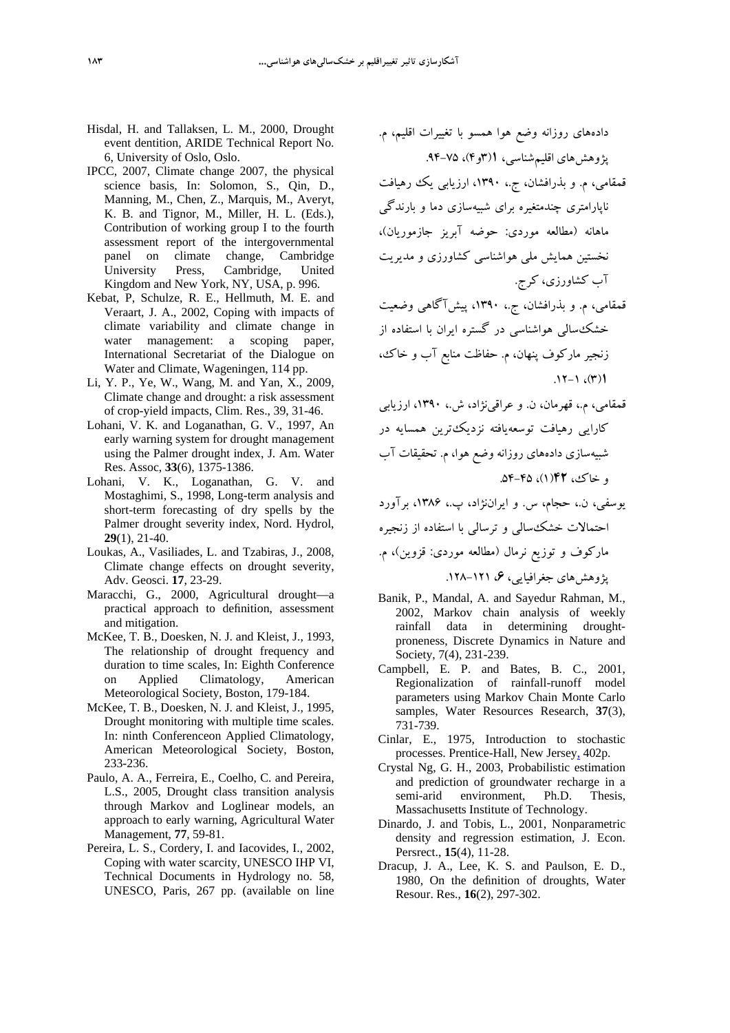دادەهای روزانه وضع هوا همسو با تغییرات اقلیم، م. پژوهش‌های اقلیم‌شناسی، **۱**(۳و۴)، ۷۵-۹۴.

قمقامی، م. و بذرافشان، ج.، ۱۳۹۰، ارزیابی یک رهیافت ناپارامتری چندمتغیره برای شبیه‌سازی دما و بارندگی ماهانه (مطالعه موردی: حوضه آبریز جازموریان)، نخستین همایش ملی هواشناسی کشاورزی و مدیریت آب کشاورزی، کرج.

قمقامی، م. و بذرافشان، ج.، ۱۳۹۰، پیش‌آگاهی وضعیت خشک‌سالی هواشناسی در گستره ایران با استفاده از زنجیر مارکوف پنهان، م. حفاظت منابع آب و خاک، **۱**(۳)، ۱-۱۲.

قمقامی، م.، قهرمان، ن. و عراقی‌نژاد، ش.، ۱۳۹۰، ارزیابی کارایی رهیافت توسعه‌یافته نزدیک‌ترین همسایه در شبیه‌سازی دادەهای روزانه وضع هوا، م. تحقیقات آب و خاک، **۴۲**(۱)، ۴۵-۵۴.

یوسفی، ن.، حجام، س. و ایران‌نژاد، پ.، ۱۳۸۶، برآورد احتمالات خشک‌سالی و ترسالی با استفاده از زنجیره مارکوف و توزیع نرمال (مطالعه موردی: قزوین)، م. پژوهش‌های جغرافیایی، **۶**، ۱۲۱-۱۲۸.

Banik, P., Mandal, A. and Sayedur Rahman, M., 2002, Markov chain analysis of weekly rainfall data in determining drought-proneness, Discrete Dynamics in Nature and Society, 7(4), 231-239.

Campbell, E. P. and Bates, B. C., 2001, Regionalization of rainfall-runoff model parameters using Markov Chain Monte Carlo samples, Water Resources Research, **37**(3), 731-739.

Cinlar, E., 1975, Introduction to stochastic processes. Prentice-Hall, New Jersey, 402p.

Crystal Ng, G. H., 2003, Probabilistic estimation and prediction of groundwater recharge in a semi-arid environment, Ph.D. Thesis, Massachusetts Institute of Technology.

Dinardo, J. and Tobis, L., 2001, Nonparametric density and regression estimation, J. Econ. Persrect., **15**(4), 11-28.

Dracup, J. A., Lee, K. S. and Paulson, E. D., 1980, On the definition of droughts, Water Resour. Res., **16**(2), 297-302.

Hisdal, H. and Tallaksen, L. M., 2000, Drought event dentition, ARIDE Technical Report No. 6, University of Oslo, Oslo.

IPCC, 2007, Climate change 2007, the physical science basis, In: Solomon, S., Qin, D., Manning, M., Chen, Z., Marquis, M., Averyt, K. B. and Tignor, M., Miller, H. L. (Eds.), Contribution of working group I to the fourth assessment report of the intergovernmental panel on climate change, Cambridge University Press, Cambridge, United Kingdom and New York, NY, USA, p. 996.

Kebat, P, Schulze, R. E., Hellmuth, M. E. and Veraart, J. A., 2002, Coping with impacts of climate variability and climate change in water management: a scoping paper, International Secretariat of the Dialogue on Water and Climate, Wageningen, 114 pp.

Li, Y. P., Ye, W., Wang, M. and Yan, X., 2009, Climate change and drought: a risk assessment of crop-yield impacts, Clim. Res., 39, 31-46.

Lohani, V. K. and Loganathan, G. V., 1997, An early warning system for drought management using the Palmer drought index, J. Am. Water Res. Assoc, **33**(6), 1375-1386.

Lohani, V. K., Loganathan, G. V. and Mostaghimi, S., 1998, Long-term analysis and short-term forecasting of dry spells by the Palmer drought severity index, Nord. Hydrol, **29**(1), 21-40.

Loukas, A., Vasiliades, L. and Tzabiras, J., 2008, Climate change effects on drought severity, Adv. Geosci. **17**, 23-29.

Maracchi, G., 2000, Agricultural drought—a practical approach to definition, assessment and mitigation.

McKee, T. B., Doesken, N. J. and Kleist, J., 1993, The relationship of drought frequency and duration to time scales, In: Eighth Conference on Applied Climatology, American Meteorological Society, Boston, 179-184.

McKee, T. B., Doesken, N. J. and Kleist, J., 1995, Drought monitoring with multiple time scales. In: ninth Conferenceon Applied Climatology, American Meteorological Society, Boston, 233-236.

Paulo, A. A., Ferreira, E., Coelho, C. and Pereira, L.S., 2005, Drought class transition analysis through Markov and Loglinear models, an approach to early warning, Agricultural Water Management, **77**, 59-81.

Pereira, L. S., Cordery, I. and Iacovides, I., 2002, Coping with water scarcity, UNESCO IHP VI, Technical Documents in Hydrology no. 58, UNESCO, Paris, 267 pp. (available on line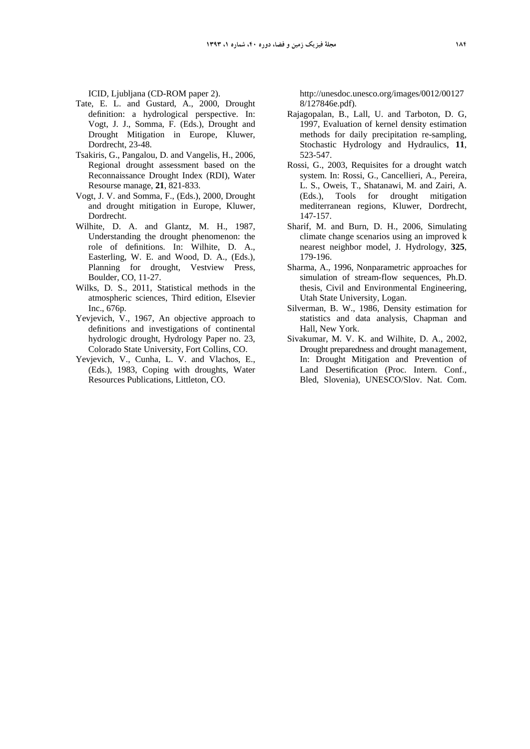ICID, Ljubljana (CD-ROM paper 2).

Tate, E. L. and Gustard, A., 2000, Drought definition: a hydrological perspective. In: Vogt, J. J., Somma, F. (Eds.), Drought and Drought Mitigation in Europe, Kluwer, Dordrecht, 23-48.

Tsakiris, G., Pangalou, D. and Vangelis, H., 2006, Regional drought assessment based on the Reconnaissance Drought Index (RDI), Water Resourse manage, **21**, 821-833.

Vogt, J. V. and Somma, F., (Eds.), 2000, Drought and drought mitigation in Europe, Kluwer, Dordrecht.

Wilhite, D. A. and Glantz, M. H., 1987, Understanding the drought phenomenon: the role of definitions. In: Wilhite, D. A., Easterling, W. E. and Wood, D. A., (Eds.), Planning for drought, Vestview Press, Boulder, CO, 11-27.

Wilks, D. S., 2011, Statistical methods in the atmospheric sciences, Third edition, Elsevier Inc., 676p.

Yevjevich, V., 1967, An objective approach to definitions and investigations of continental hydrologic drought, Hydrology Paper no. 23, Colorado State University, Fort Collins, CO.

Yevjevich, V., Cunha, L. V. and Vlachos, E., (Eds.), 1983, Coping with droughts, Water Resources Publications, Littleton, CO.

http://unesdoc.unesco.org/images/0012/00127 8/127846e.pdf).

Rajagopalan, B., Lall, U. and Tarboton, D. G, 1997, Evaluation of kernel density estimation methods for daily precipitation re-sampling, Stochastic Hydrology and Hydraulics, **11**, 523-547.

Rossi, G., 2003, Requisites for a drought watch system. In: Rossi, G., Cancellieri, A., Pereira, L. S., Oweis, T., Shatanawi, M. and Zairi, A. (Eds.), Tools for drought mitigation mediterranean regions, Kluwer, Dordrecht, 147-157.

Sharif, M. and Burn, D. H., 2006, Simulating climate change scenarios using an improved k nearest neighbor model, J. Hydrology, **325**, 179-196.

Sharma, A., 1996, Nonparametric approaches for simulation of stream-flow sequences, Ph.D. thesis, Civil and Environmental Engineering, Utah State University, Logan.

Silverman, B. W., 1986, Density estimation for statistics and data analysis, Chapman and Hall, New York.

Sivakumar, M. V. K. and Wilhite, D. A., 2002, Drought preparedness and drought management, In: Drought Mitigation and Prevention of Land Desertification (Proc. Intern. Conf., Bled, Slovenia), UNESCO/Slov. Nat. Com.